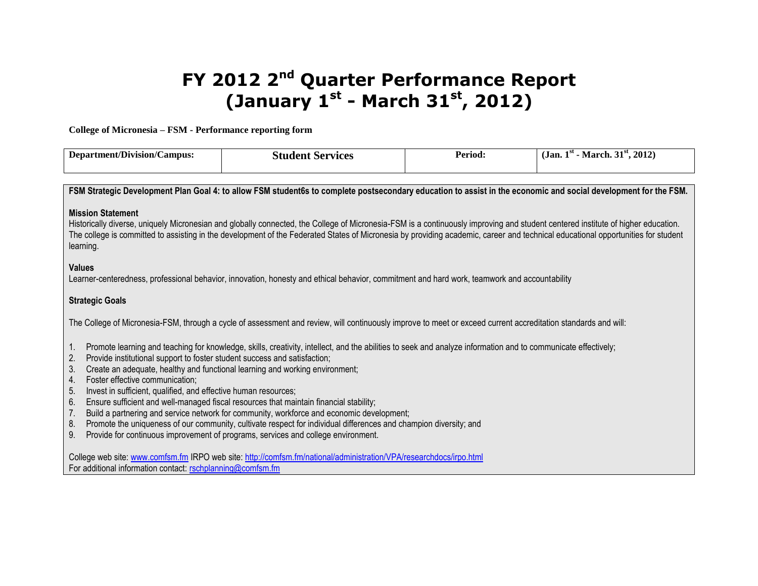# FY 2012 2nd Quarter Performance Report (January 1st - March 31st, 2012)

**College of Micronesia – FSM - Performance reporting form**

| **Department/Division/Campus:** | **Student Services** | **Period:** | **(Jan. 1st - March. 31st, 2012)** |
|---|---|---|---|

**FSM Strategic Development Plan Goal 4: to allow FSM student6s to complete postsecondary education to assist in the economic and social development for the FSM.**

**Mission Statement**

Historically diverse, uniquely Micronesian and globally connected, the College of Micronesia-FSM is a continuously improving and student centered institute of higher education. The college is committed to assisting in the development of the Federated States of Micronesia by providing academic, career and technical educational opportunities for student learning.

**Values**

Learner-centeredness, professional behavior, innovation, honesty and ethical behavior, commitment and hard work, teamwork and accountability

**Strategic Goals**

The College of Micronesia-FSM, through a cycle of assessment and review, will continuously improve to meet or exceed current accreditation standards and will:

1. Promote learning and teaching for knowledge, skills, creativity, intellect, and the abilities to seek and analyze information and to communicate effectively;
2. Provide institutional support to foster student success and satisfaction;
3. Create an adequate, healthy and functional learning and working environment;
4. Foster effective communication;
5. Invest in sufficient, qualified, and effective human resources;
6. Ensure sufficient and well-managed fiscal resources that maintain financial stability;
7. Build a partnering and service network for community, workforce and economic development;
8. Promote the uniqueness of our community, cultivate respect for individual differences and champion diversity; and
9. Provide for continuous improvement of programs, services and college environment.

College web site: www.comfsm.fm IRPO web site: http://comfsm.fm/national/administration/VPA/researchdocs/irpo.html
For additional information contact: rschplanning@comfsm.fm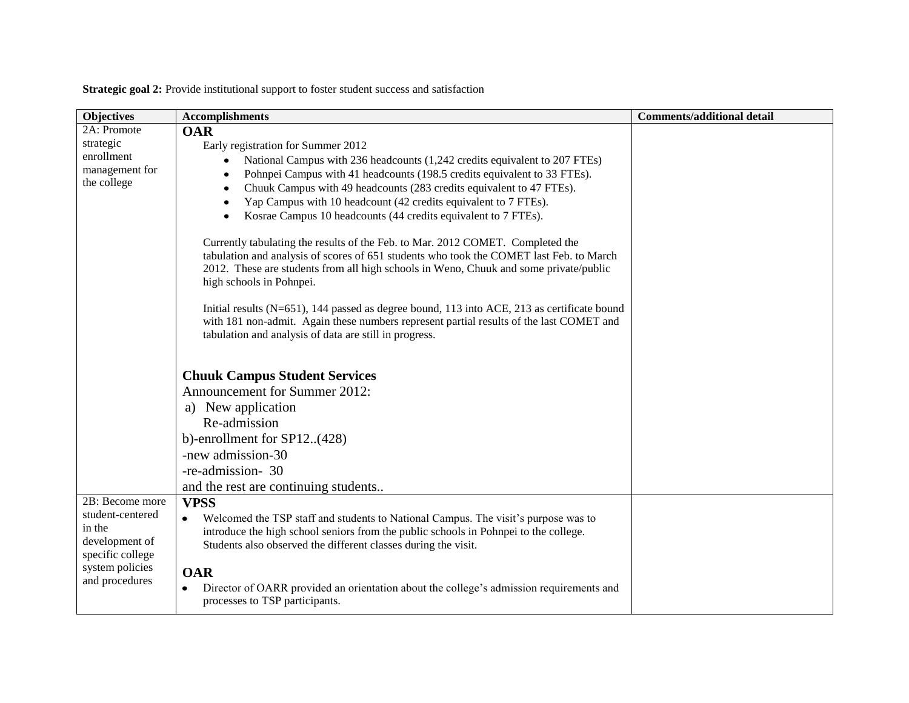**Strategic goal 2:** Provide institutional support to foster student success and satisfaction

| Objectives | Accomplishments | Comments/additional detail |
|---|---|---|
| 2A: Promote strategic enrollment management for the college | **OAR**<br>Early registration for Summer 2012<br>• National Campus with 236 headcounts (1,242 credits equivalent to 207 FTEs)<br>• Pohnpei Campus with 41 headcounts (198.5 credits equivalent to 33 FTEs).<br>• Chuuk Campus with 49 headcounts (283 credits equivalent to 47 FTEs).<br>• Yap Campus with 10 headcount (42 credits equivalent to 7 FTEs).<br>• Kosrae Campus 10 headcounts (44 credits equivalent to 7 FTEs).<br><br>Currently tabulating the results of the Feb. to Mar. 2012 COMET. Completed the tabulation and analysis of scores of 651 students who took the COMET last Feb. to March 2012. These are students from all high schools in Weno, Chuuk and some private/public high schools in Pohnpei.<br><br>Initial results (N=651), 144 passed as degree bound, 113 into ACE, 213 as certificate bound with 181 non-admit. Again these numbers represent partial results of the last COMET and tabulation and analysis of data are still in progress.<br><br>**Chuuk Campus Student Services**<br>Announcement for Summer 2012:<br>a) New application<br>Re-admission<br>b)-enrollment for SP12..(428)<br>-new admission-30<br>-re-admission- 30<br>and the rest are continuing students.. | |
| 2B: Become more student-centered in the development of specific college system policies and procedures | **VPSS**<br>• Welcomed the TSP staff and students to National Campus. The visit's purpose was to introduce the high school seniors from the public schools in Pohnpei to the college. Students also observed the different classes during the visit.<br><br>**OAR**<br>• Director of OARR provided an orientation about the college's admission requirements and processes to TSP participants. | |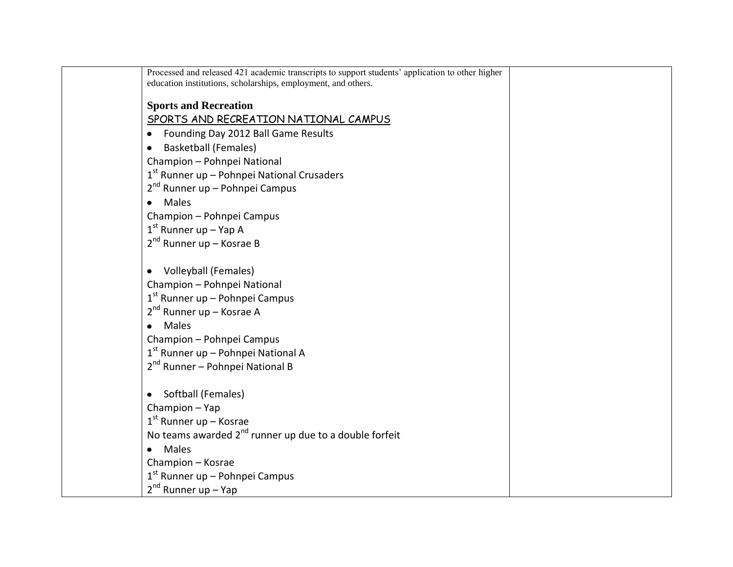| | | |
|---|---|---|
| | Processed and released 421 academic transcripts to support students' application to other higher education institutions, scholarships, employment, and others.<br><br>**Sports and Recreation**<br><u>SPORTS AND RECREATION NATIONAL CAMPUS</u><br>• Founding Day 2012 Ball Game Results<br>• Basketball (Females)<br>Champion – Pohnpei National<br>1st Runner up – Pohnpei National Crusaders<br>2nd Runner up – Pohnpei Campus<br>• Males<br>Champion – Pohnpei Campus<br>1st Runner up – Yap A<br>2nd Runner up – Kosrae B<br><br>• Volleyball (Females)<br>Champion – Pohnpei National<br>1st Runner up – Pohnpei Campus<br>2nd Runner up – Kosrae A<br>• Males<br>Champion – Pohnpei Campus<br>1st Runner up – Pohnpei National A<br>2nd Runner – Pohnpei National B<br><br>• Softball (Females)<br>Champion – Yap<br>1st Runner up – Kosrae<br>No teams awarded 2nd runner up due to a double forfeit<br>• Males<br>Champion – Kosrae<br>1st Runner up – Pohnpei Campus<br>2nd Runner up – Yap | |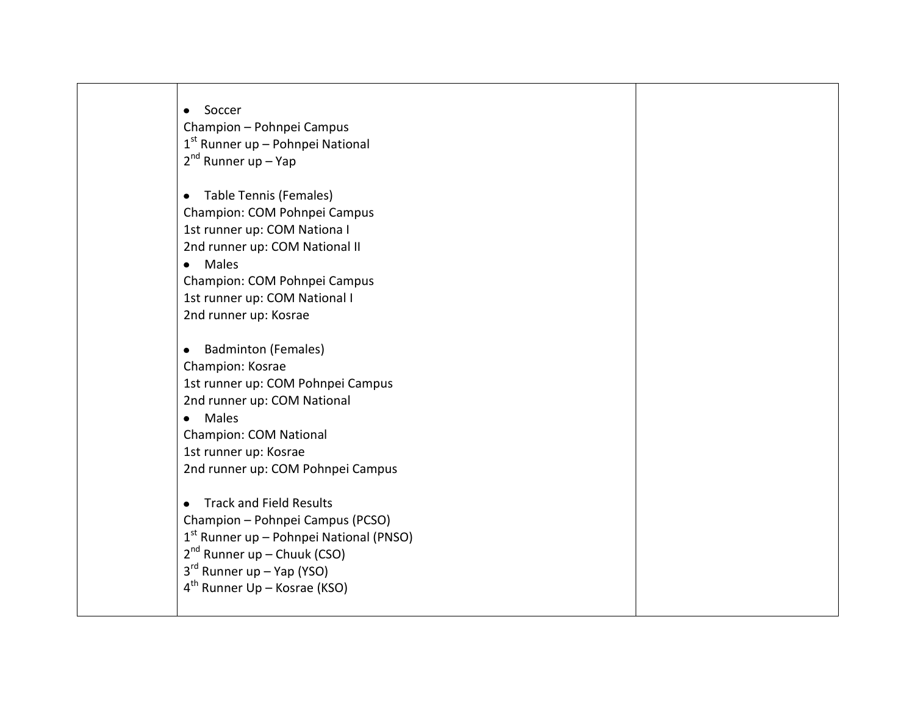| | | |
|---|---|---|
| | • Soccer<br>Champion – Pohnpei Campus<br>1st Runner up – Pohnpei National<br>2nd Runner up – Yap<br><br>• Table Tennis (Females)<br>Champion: COM Pohnpei Campus<br>1st runner up: COM Nationa I<br>2nd runner up: COM National II<br>• Males<br>Champion: COM Pohnpei Campus<br>1st runner up: COM National I<br>2nd runner up: Kosrae<br><br>• Badminton (Females)<br>Champion: Kosrae<br>1st runner up: COM Pohnpei Campus<br>2nd runner up: COM National<br>• Males<br>Champion: COM National<br>1st runner up: Kosrae<br>2nd runner up: COM Pohnpei Campus<br><br>• Track and Field Results<br>Champion – Pohnpei Campus (PCSO)<br>1st Runner up – Pohnpei National (PNSO)<br>2nd Runner up – Chuuk (CSO)<br>3rd Runner up – Yap (YSO)<br>4th Runner Up – Kosrae (KSO) | |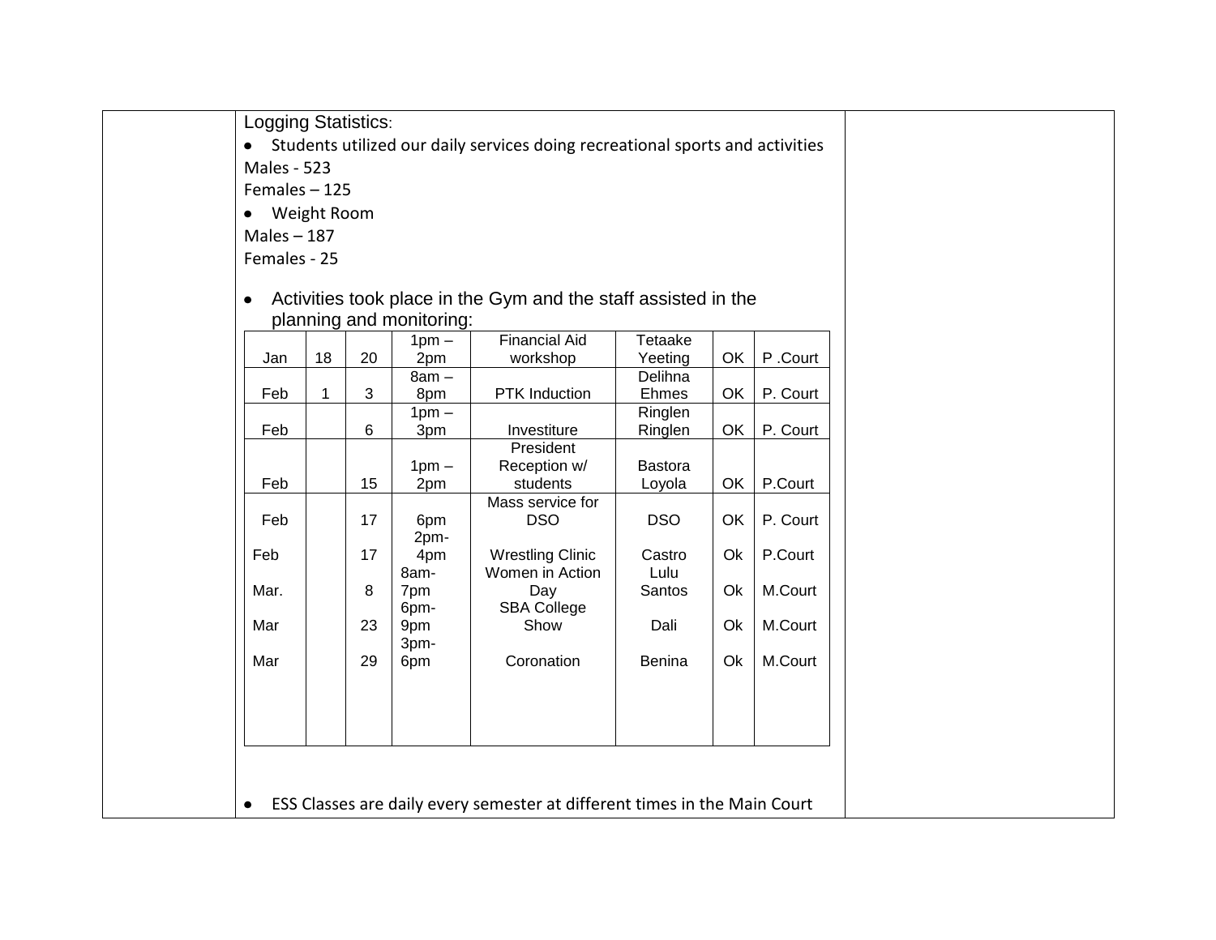Logging Statistics:

- Students utilized our daily services doing recreational sports and activities

Males - 523

Females – 125

- Weight Room

Males – 187

Females - 25

- Activities took place in the Gym and the staff assisted in the planning and monitoring:

| | | | | | | | |
|---|---|---|---|---|---|---|---|
| Jan | 18 | 20 | 1pm – 2pm | Financial Aid workshop | Tetaake Yeeting | OK | P .Court |
| Feb | 1 | 3 | 8am – 8pm | PTK Induction | Delihna Ehmes | OK | P. Court |
| Feb | | 6 | 1pm – 3pm | Investiture | Ringlen Ringlen | OK | P. Court |
| Feb | | 15 | 1pm – 2pm | President Reception w/ students | Bastora Loyola | OK | P.Court |
| Feb | | 17 | 6pm | Mass service for DSO | DSO | OK | P. Court |
| Feb | | 17 | 2pm-4pm | Wrestling Clinic | Castro | Ok | P.Court |
| Mar. | | 8 | 8am-7pm | Women in Action Day | Lulu Santos | Ok | M.Court |
| Mar | | 23 | 6pm-9pm | SBA College Show | Dali | Ok | M.Court |
| Mar | | 29 | 3pm-6pm | Coronation | Benina | Ok | M.Court |

- ESS Classes are daily every semester at different times in the Main Court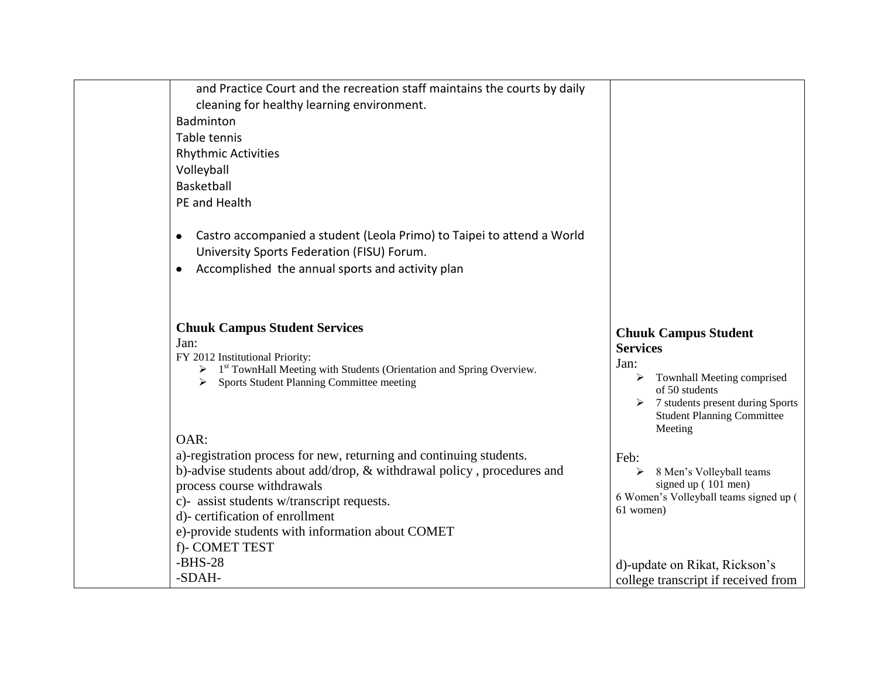|  | and Practice Court and the recreation staff maintains the courts by daily cleaning for healthy learning environment.<br>Badminton<br>Table tennis<br>Rhythmic Activities<br>Volleyball<br>Basketball<br>PE and Health<br><br>• Castro accompanied a student (Leola Primo) to Taipei to attend a World University Sports Federation (FISU) Forum.<br>• Accomplished the annual sports and activity plan<br><br>**Chuuk Campus Student Services**<br>Jan:<br>FY 2012 Institutional Priority:<br>➢ 1st TownHall Meeting with Students (Orientation and Spring Overview.<br>➢ Sports Student Planning Committee meeting<br><br>OAR:<br>a)-registration process for new, returning and continuing students.<br>b)-advise students about add/drop, & withdrawal policy , procedures and process course withdrawals<br>c)- assist students w/transcript requests.<br>d)- certification of enrollment<br>e)-provide students with information about COMET<br>f)- COMET TEST<br>-BHS-28<br>-SDAH- | **Chuuk Campus Student Services**<br>Jan:<br>➢ Townhall Meeting comprised of 50 students<br>➢ 7 students present during Sports Student Planning Committee Meeting<br><br>Feb:<br>➢ 8 Men's Volleyball teams signed up ( 101 men)<br>6 Women's Volleyball teams signed up ( 61 women)<br><br>d)-update on Rikat, Rickson's college transcript if received from |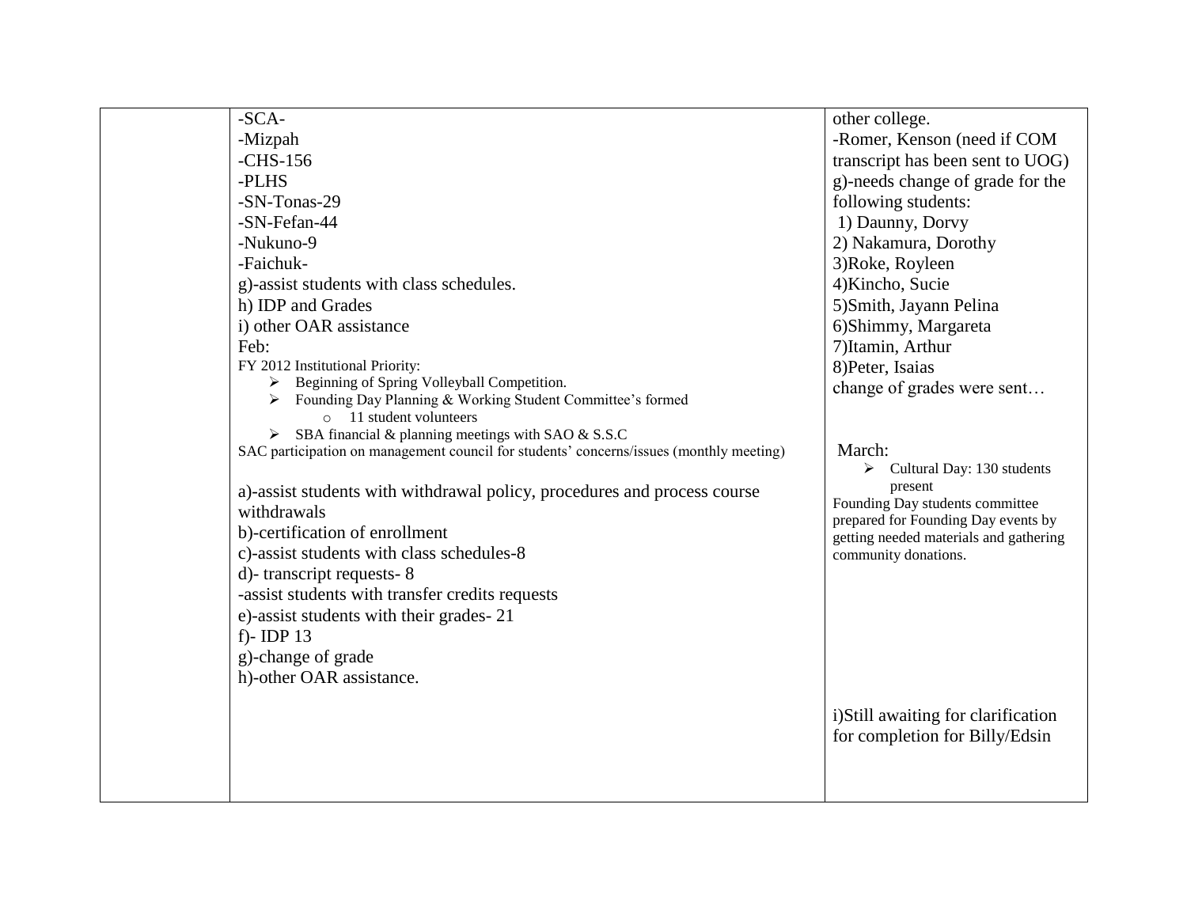| | | |
|---|---|---|
| | -SCA-<br>-Mizpah<br>-CHS-156<br>-PLHS<br>-SN-Tonas-29<br>-SN-Fefan-44<br>-Nukuno-9<br>-Faichuk-<br>g)-assist students with class schedules.<br>h) IDP and Grades<br>i) other OAR assistance<br>Feb:<br>FY 2012 Institutional Priority:<br>➢ Beginning of Spring Volleyball Competition.<br>➢ Founding Day Planning & Working Student Committee's formed<br>&nbsp;&nbsp;&nbsp;&nbsp;○ 11 student volunteers<br>➢ SBA financial & planning meetings with SAO & S.S.C<br>SAC participation on management council for students' concerns/issues (monthly meeting)<br><br>a)-assist students with withdrawal policy, procedures and process course withdrawals<br>b)-certification of enrollment<br>c)-assist students with class schedules-8<br>d)- transcript requests- 8<br>-assist students with transfer credits requests<br>e)-assist students with their grades- 21<br>f)- IDP 13<br>g)-change of grade<br>h)-other OAR assistance. | other college.<br>-Romer, Kenson (need if COM transcript has been sent to UOG)<br>g)-needs change of grade for the following students:<br>1) Daunny, Dorvy<br>2) Nakamura, Dorothy<br>3)Roke, Royleen<br>4)Kincho, Sucie<br>5)Smith, Jayann Pelina<br>6)Shimmy, Margareta<br>7)Itamin, Arthur<br>8)Peter, Isaias<br>change of grades were sent…<br><br>March:<br>➢ Cultural Day: 130 students present<br>Founding Day students committee prepared for Founding Day events by getting needed materials and gathering community donations.<br><br>i)Still awaiting for clarification for completion for Billy/Edsin |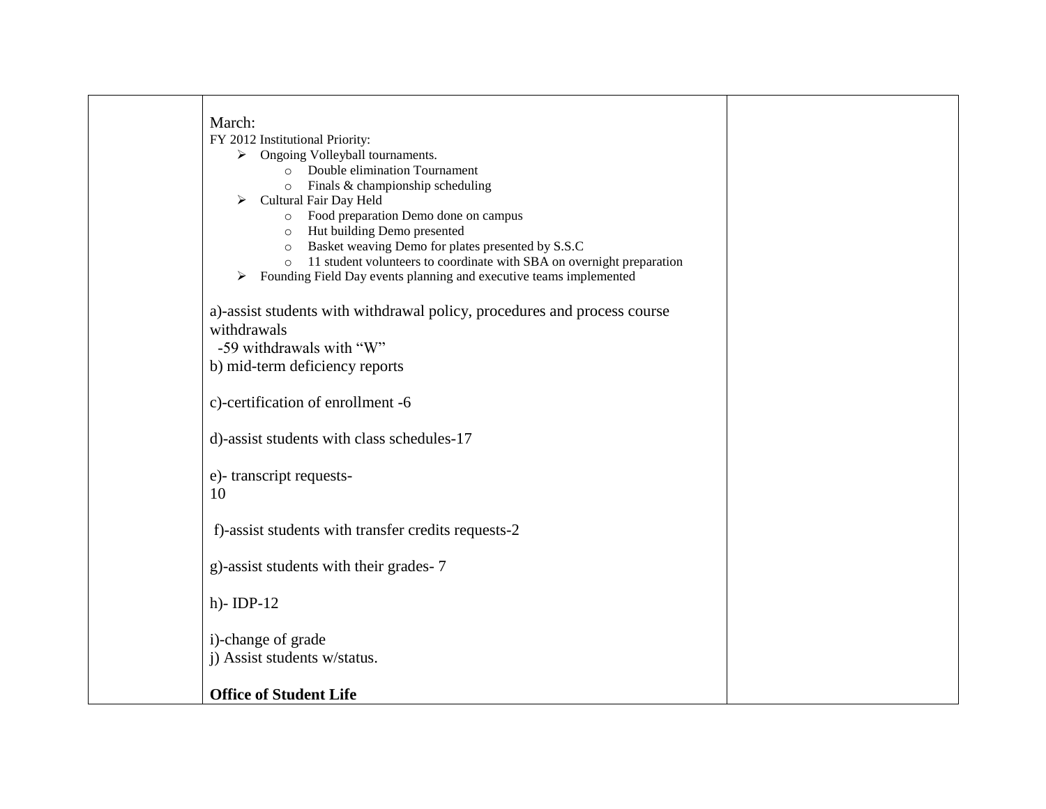| | | |
|---|---|---|
| | March:<br>FY 2012 Institutional Priority:<br>➢ Ongoing Volleyball tournaments.<br>&nbsp;&nbsp;&nbsp;&nbsp;○ Double elimination Tournament<br>&nbsp;&nbsp;&nbsp;&nbsp;○ Finals & championship scheduling<br>➢ Cultural Fair Day Held<br>&nbsp;&nbsp;&nbsp;&nbsp;○ Food preparation Demo done on campus<br>&nbsp;&nbsp;&nbsp;&nbsp;○ Hut building Demo presented<br>&nbsp;&nbsp;&nbsp;&nbsp;○ Basket weaving Demo for plates presented by S.S.C<br>&nbsp;&nbsp;&nbsp;&nbsp;○ 11 student volunteers to coordinate with SBA on overnight preparation<br>➢ Founding Field Day events planning and executive teams implemented<br><br>a)-assist students with withdrawal policy, procedures and process course withdrawals<br>-59 withdrawals with "W"<br>b) mid-term deficiency reports<br><br>c)-certification of enrollment -6<br><br>d)-assist students with class schedules-17<br><br>e)- transcript requests-<br>10<br><br>f)-assist students with transfer credits requests-2<br><br>g)-assist students with their grades- 7<br><br>h)- IDP-12<br><br>i)-change of grade<br>j) Assist students w/status.<br><br>**Office of Student Life** | |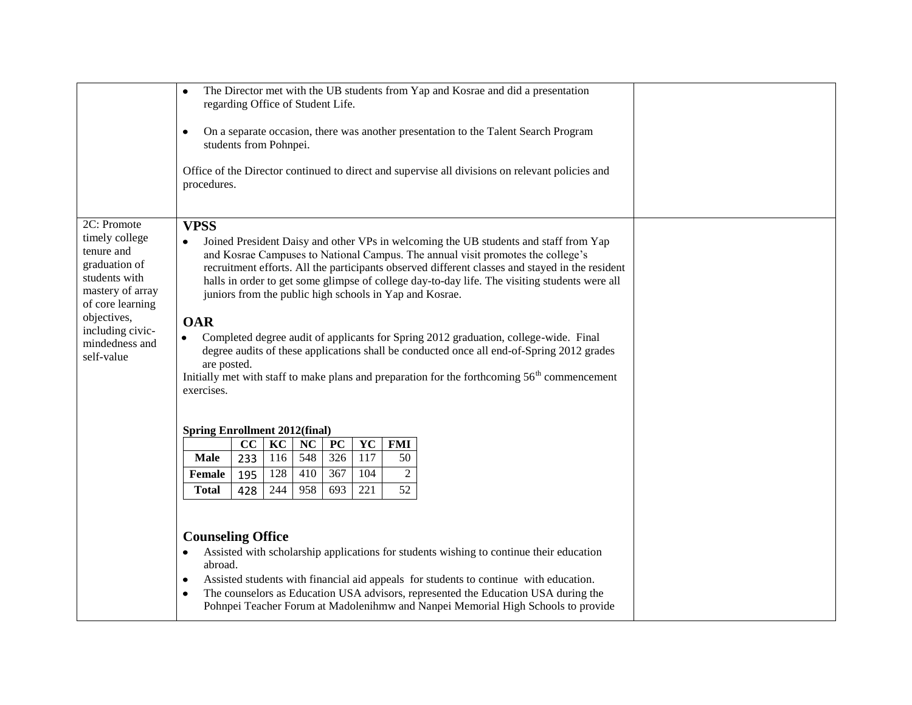| | | |
|---|---|---|
| | • The Director met with the UB students from Yap and Kosrae and did a presentation regarding Office of Student Life.<br><br>• On a separate occasion, there was another presentation to the Talent Search Program students from Pohnpei.<br><br>Office of the Director continued to direct and supervise all divisions on relevant policies and procedures. | |
| 2C: Promote timely college tenure and graduation of students with mastery of array of core learning objectives, including civic-mindedness and self-value | **VPSS**<br>• Joined President Daisy and other VPs in welcoming the UB students and staff from Yap and Kosrae Campuses to National Campus. The annual visit promotes the college's recruitment efforts. All the participants observed different classes and stayed in the resident halls in order to get some glimpse of college day-to-day life. The visiting students were all juniors from the public high schools in Yap and Kosrae.<br><br>**OAR**<br>• Completed degree audit of applicants for Spring 2012 graduation, college-wide. Final degree audits of these applications shall be conducted once all end-of-Spring 2012 grades are posted.<br>Initially met with staff to make plans and preparation for the forthcoming 56th commencement exercises.<br><br>**Spring Enrollment 2012(final)**<br><br>(see table below)<br><br>**Counseling Office**<br>• Assisted with scholarship applications for students wishing to continue their education abroad.<br>• Assisted students with financial aid appeals for students to continue with education.<br>• The counselors as Education USA advisors, represented the Education USA during the Pohnpei Teacher Forum at Madolenihmw and Nanpei Memorial High Schools to provide | |

**Spring Enrollment 2012(final)**

| | CC | KC | NC | PC | YC | FMI |
|---|---|---|---|---|---|---|
| **Male** | 233 | 116 | 548 | 326 | 117 | 50 |
| **Female** | 195 | 128 | 410 | 367 | 104 | 2 |
| **Total** | 428 | 244 | 958 | 693 | 221 | 52 |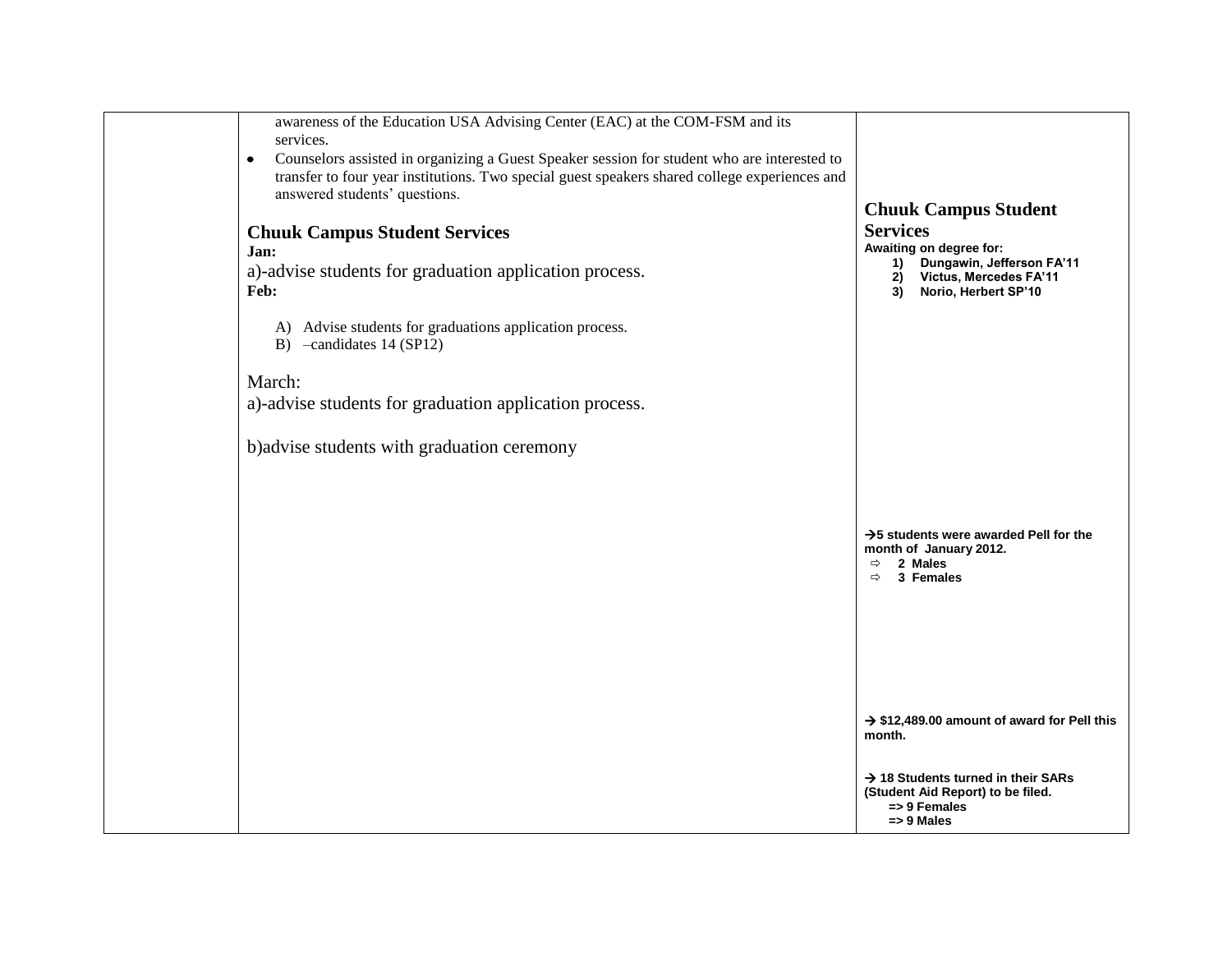| | | |
|---|---|---|
| | awareness of the Education USA Advising Center (EAC) at the COM-FSM and its services.<br>• Counselors assisted in organizing a Guest Speaker session for student who are interested to transfer to four year institutions. Two special guest speakers shared college experiences and answered students' questions.<br><br>**Chuuk Campus Student Services**<br>**Jan:**<br>a)-advise students for graduation application process.<br>**Feb:**<br>A) Advise students for graduations application process.<br>B) –candidates 14 (SP12)<br><br>March:<br>a)-advise students for graduation application process.<br><br>b)advise students with graduation ceremony | **Chuuk Campus Student Services**<br>**Awaiting on degree for:**<br>**1) Dungawin, Jefferson FA'11**<br>**2) Victus, Mercedes FA'11**<br>**3) Norio, Herbert SP'10**<br><br>**→5 students were awarded Pell for the month of January 2012.**<br>**⇨ 2 Males**<br>**⇨ 3 Females**<br><br>**→ $12,489.00 amount of award for Pell this month.**<br><br>**→ 18 Students turned in their SARs (Student Aid Report) to be filed.**<br>**=> 9 Females**<br>**=> 9 Males** |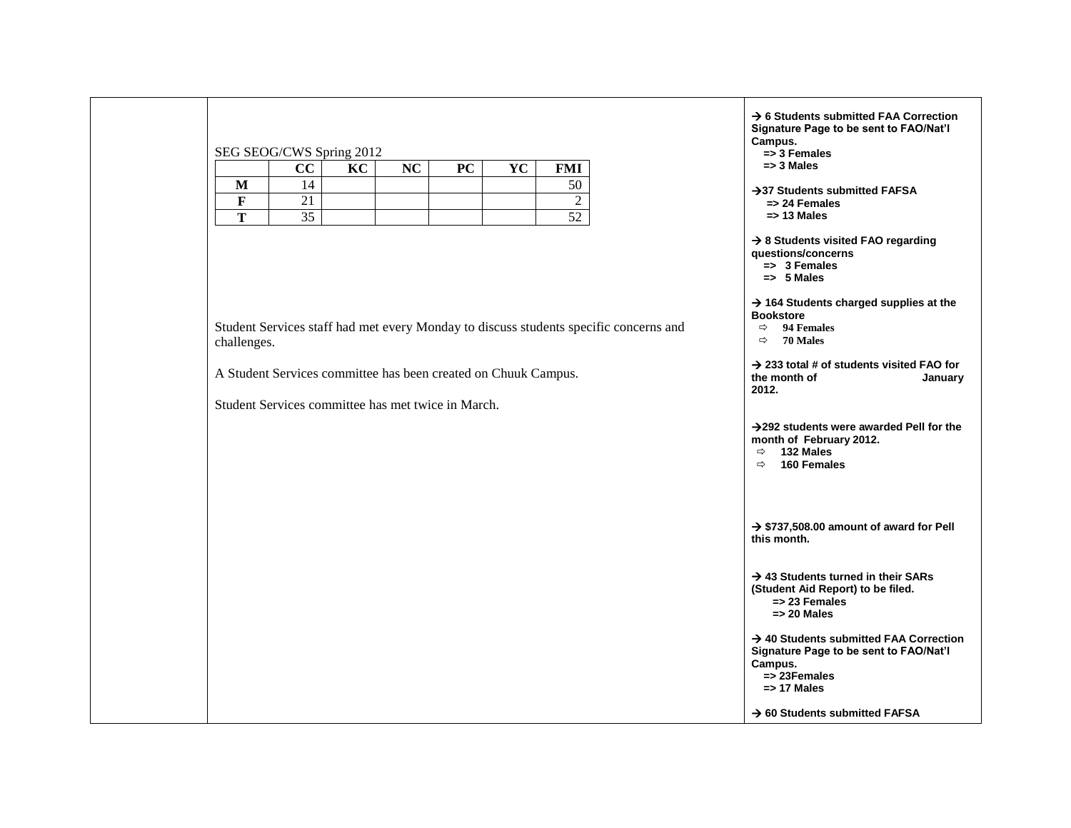SEG SEOG/CWS Spring 2012

| | CC | KC | NC | PC | YC | FMI |
|---|---|---|---|---|---|---|
| M | 14 | | | | | 50 |
| F | 21 | | | | | 2 |
| T | 35 | | | | | 52 |

Student Services staff had met every Monday to discuss students specific concerns and challenges.

A Student Services committee has been created on Chuuk Campus.

Student Services committee has met twice in March.

**→ 6 Students submitted FAA Correction Signature Page to be sent to FAO/Nat'l Campus.**
**=> 3 Females**
**=> 3 Males**

**→37 Students submitted FAFSA**
**=> 24 Females**
**=> 13 Males**

**→ 8 Students visited FAO regarding questions/concerns**
**=> 3 Females**
**=> 5 Males**

**→ 164 Students charged supplies at the Bookstore**
- **94 Females**
- **70 Males**

**→ 233 total # of students visited FAO for the month of January 2012.**

**→292 students were awarded Pell for the month of February 2012.**
- **132 Males**
- **160 Females**

**→ $737,508.00 amount of award for Pell this month.**

**→ 43 Students turned in their SARs (Student Aid Report) to be filed.**
**=> 23 Females**
**=> 20 Males**

**→ 40 Students submitted FAA Correction Signature Page to be sent to FAO/Nat'l Campus.**
**=> 23Females**
**=> 17 Males**

**→ 60 Students submitted FAFSA**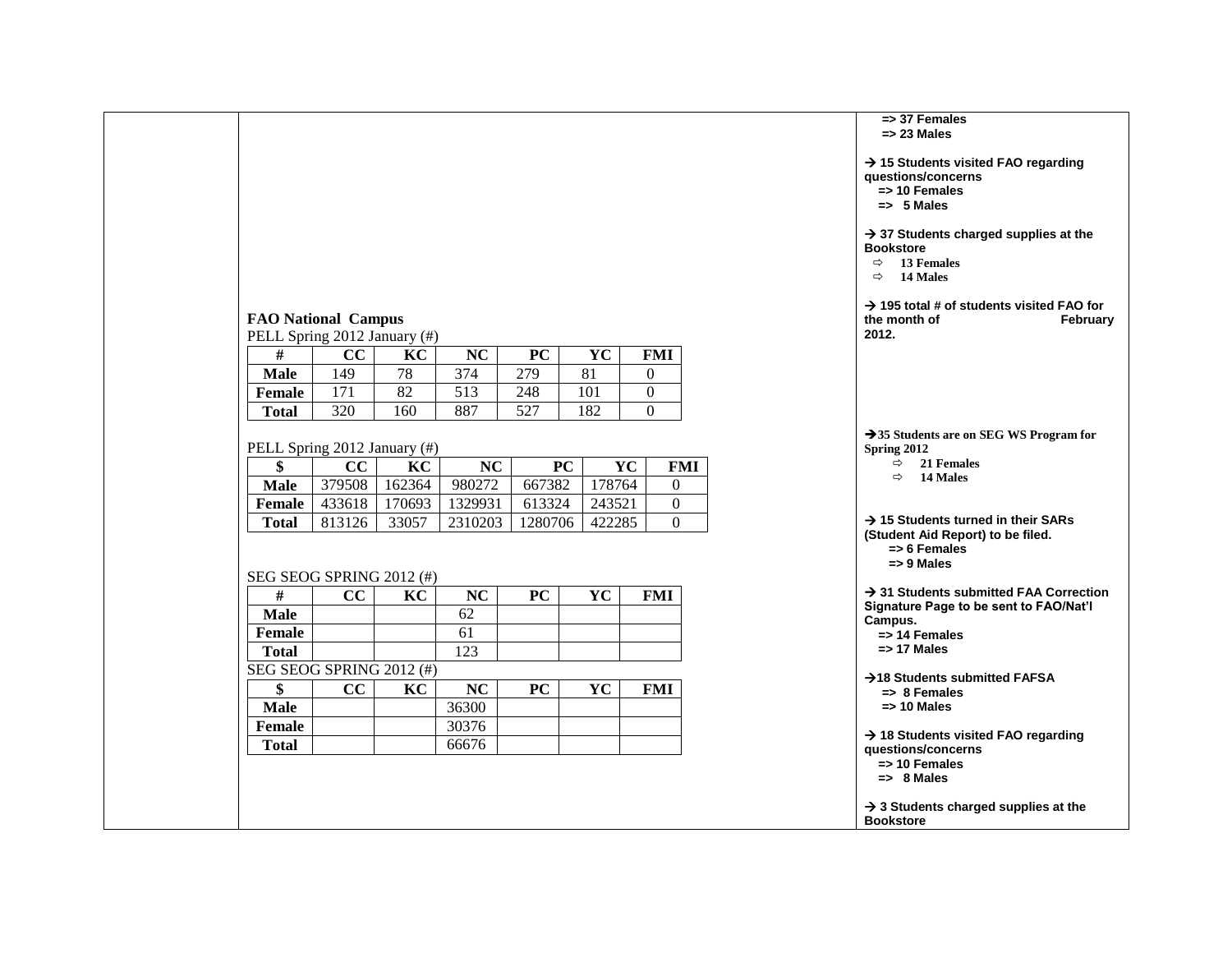**FAO National Campus**

PELL Spring 2012 January (#)

| # | CC | KC | NC | PC | YC | FMI |
|---|---|---|---|---|---|---|
| **Male** | 149 | 78 | 374 | 279 | 81 | 0 |
| **Female** | 171 | 82 | 513 | 248 | 101 | 0 |
| **Total** | 320 | 160 | 887 | 527 | 182 | 0 |

PELL Spring 2012 January (#)

| $ | CC | KC | NC | PC | YC | FMI |
|---|---|---|---|---|---|---|
| **Male** | 379508 | 162364 | 980272 | 667382 | 178764 | 0 |
| **Female** | 433618 | 170693 | 1329931 | 613324 | 243521 | 0 |
| **Total** | 813126 | 33057 | 2310203 | 1280706 | 422285 | 0 |

SEG SEOG SPRING 2012 (#)

| # | CC | KC | NC | PC | YC | FMI |
|---|---|---|---|---|---|---|
| **Male** | | | 62 | | | |
| **Female** | | | 61 | | | |
| **Total** | | | 123 | | | |

SEG SEOG SPRING 2012 (#)

| $ | CC | KC | NC | PC | YC | FMI |
|---|---|---|---|---|---|---|
| **Male** | | | 36300 | | | |
| **Female** | | | 30376 | | | |
| **Total** | | | 66676 | | | |

**=> 37 Females**
**=> 23 Males**

**→ 15 Students visited FAO regarding questions/concerns**
**=> 10 Females**
**=> 5 Males**

**→ 37 Students charged supplies at the Bookstore**
- **13 Females**
- **14 Males**

**→ 195 total # of students visited FAO for the month of February 2012.**

**→35 Students are on SEG WS Program for Spring 2012**
- **21 Females**
- **14 Males**

**→ 15 Students turned in their SARs (Student Aid Report) to be filed.**
**=> 6 Females**
**=> 9 Males**

**→ 31 Students submitted FAA Correction Signature Page to be sent to FAO/Nat'l Campus.**
**=> 14 Females**
**=> 17 Males**

**→18 Students submitted FAFSA**
**=> 8 Females**
**=> 10 Males**

**→ 18 Students visited FAO regarding questions/concerns**
**=> 10 Females**
**=> 8 Males**

**→ 3 Students charged supplies at the Bookstore**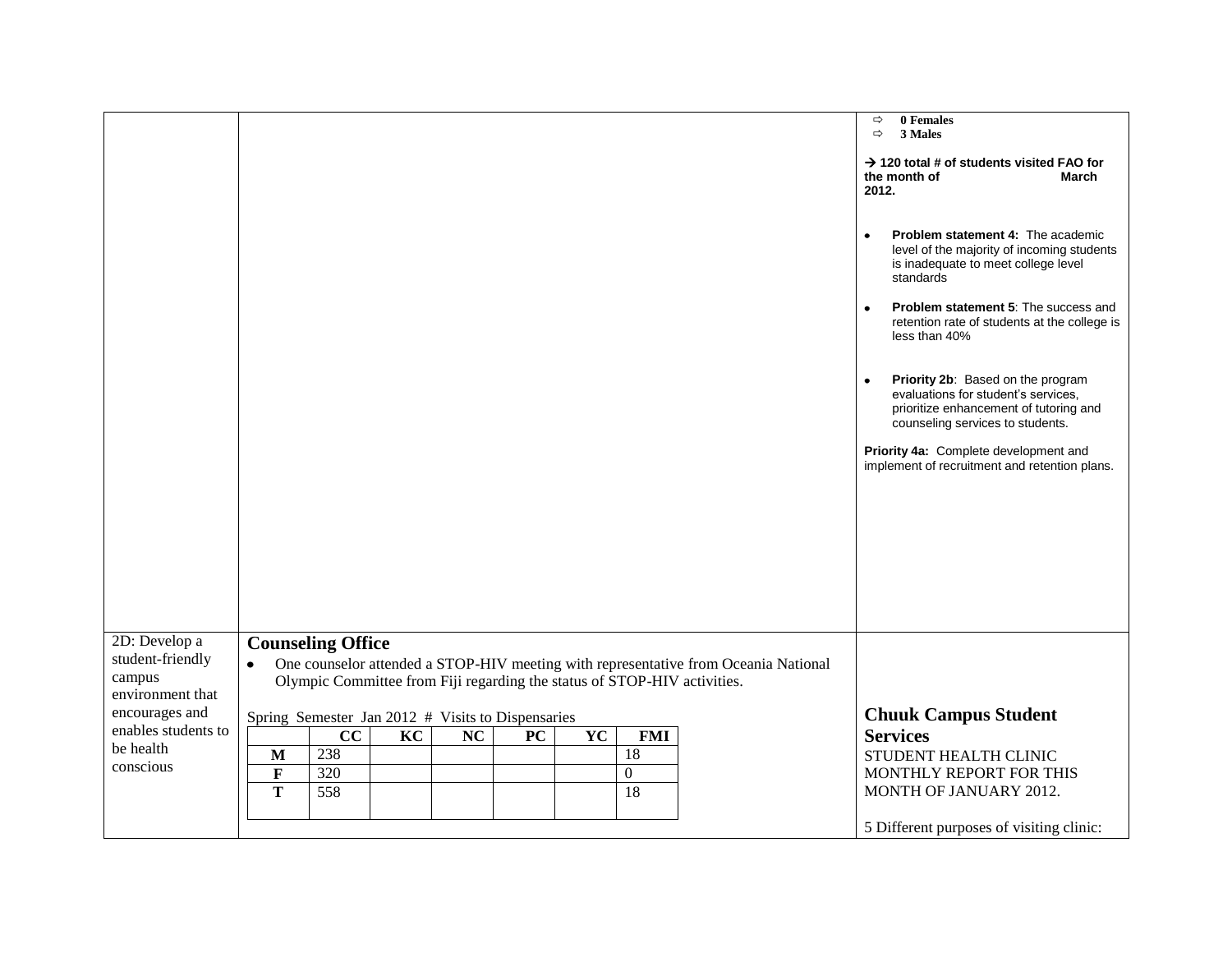| | | |
|---|---|---|
| | | ⇨ **0 Females**<br>⇨ **3 Males**<br><br>→ **120 total # of students visited FAO for the month of March 2012.**<br><br>• **Problem statement 4:** The academic level of the majority of incoming students is inadequate to meet college level standards<br><br>• **Problem statement 5**: The success and retention rate of students at the college is less than 40%<br><br>• **Priority 2b**: Based on the program evaluations for student's services, prioritize enhancement of tutoring and counseling services to students.<br><br>**Priority 4a:** Complete development and implement of recruitment and retention plans. |
| 2D: Develop a student-friendly campus environment that encourages and enables students to be health conscious | **Counseling Office**<br><br>• One counselor attended a STOP-HIV meeting with representative from Oceania National Olympic Committee from Fiji regarding the status of STOP-HIV activities.<br><br>Spring Semester Jan 2012 # Visits to Dispensaries (see table below) | **Chuuk Campus Student Services**<br><br>STUDENT HEALTH CLINIC MONTHLY REPORT FOR THIS MONTH OF JANUARY 2012.<br><br>5 Different purposes of visiting clinic: |

Spring Semester Jan 2012 # Visits to Dispensaries

| | CC | KC | NC | PC | YC | FMI |
|---|---|---|---|---|---|---|
| **M** | 238 | | | | | 18 |
| **F** | 320 | | | | | 0 |
| **T** | 558 | | | | | 18 |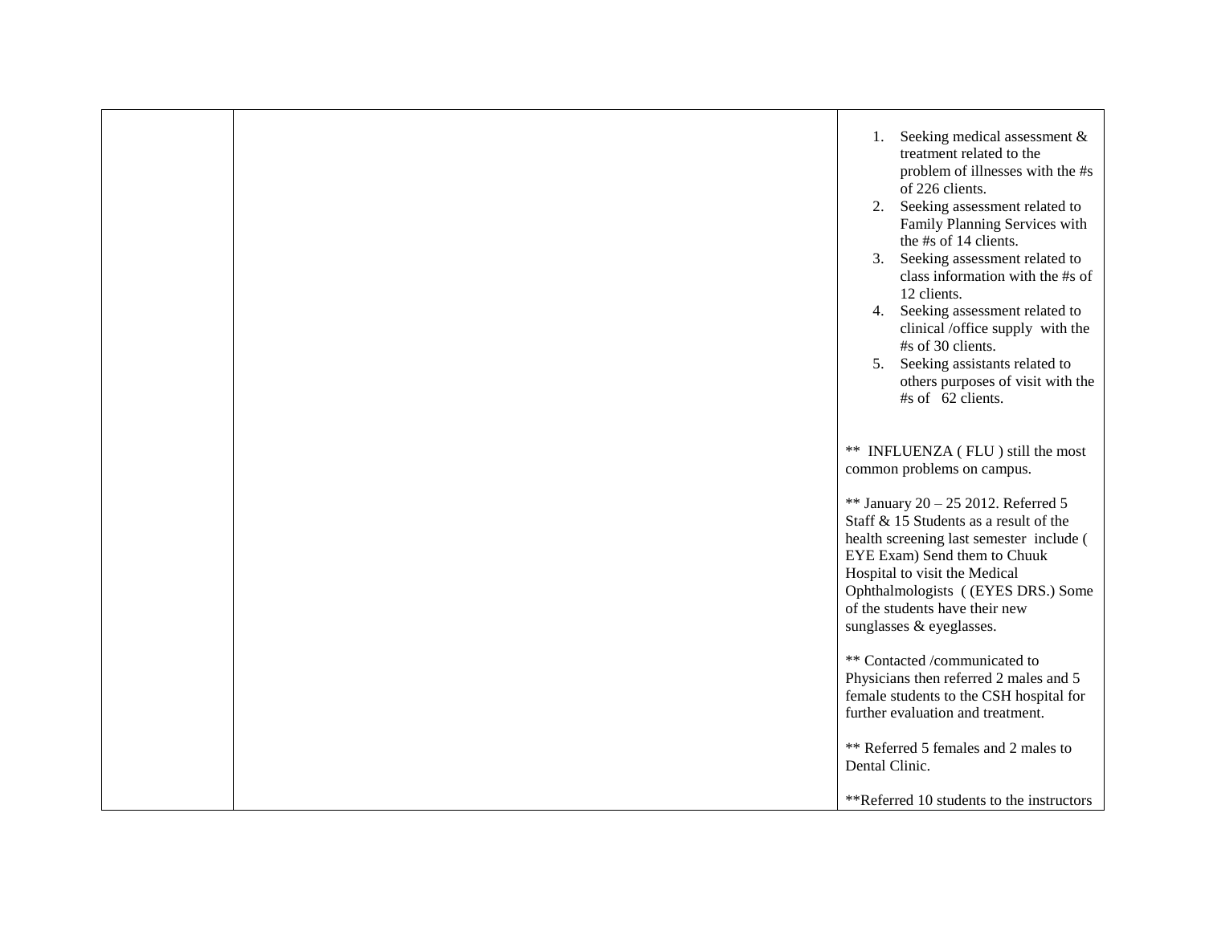|  |  |  |
|---|---|---|
|  |  | 1. Seeking medical assessment & treatment related to the problem of illnesses with the #s of 226 clients.<br>2. Seeking assessment related to Family Planning Services with the #s of 14 clients.<br>3. Seeking assessment related to class information with the #s of 12 clients.<br>4. Seeking assessment related to clinical /office supply with the #s of 30 clients.<br>5. Seeking assistants related to others purposes of visit with the #s of 62 clients.<br><br>** INFLUENZA ( FLU ) still the most common problems on campus.<br><br>** January 20 – 25 2012. Referred 5 Staff & 15 Students as a result of the health screening last semester include ( EYE Exam) Send them to Chuuk Hospital to visit the Medical Ophthalmologists ( (EYES DRS.) Some of the students have their new sunglasses & eyeglasses.<br><br>** Contacted /communicated to Physicians then referred 2 males and 5 female students to the CSH hospital for further evaluation and treatment.<br><br>** Referred 5 females and 2 males to Dental Clinic.<br><br>**Referred 10 students to the instructors |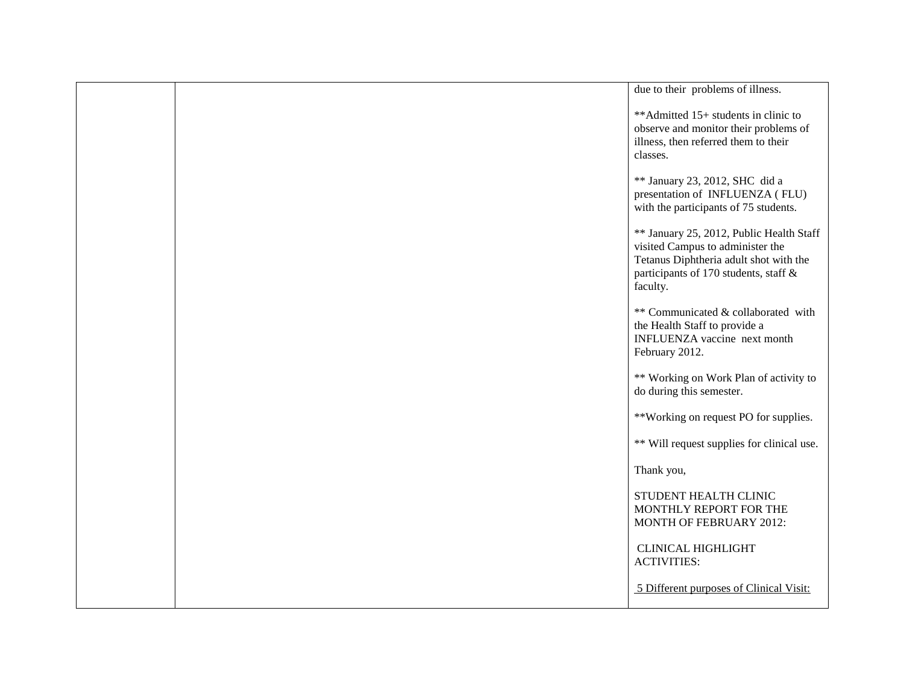| | | due to their problems of illness.<br><br>**Admitted 15+ students in clinic to observe and monitor their problems of illness, then referred them to their classes.<br><br>** January 23, 2012, SHC did a presentation of INFLUENZA ( FLU) with the participants of 75 students.<br><br>** January 25, 2012, Public Health Staff visited Campus to administer the Tetanus Diphtheria adult shot with the participants of 170 students, staff & faculty.<br><br>** Communicated & collaborated with the Health Staff to provide a INFLUENZA vaccine next month February 2012.<br><br>** Working on Work Plan of activity to do during this semester.<br><br>**Working on request PO for supplies.<br><br>** Will request supplies for clinical use.<br><br>Thank you,<br><br>STUDENT HEALTH CLINIC MONTHLY REPORT FOR THE MONTH OF FEBRUARY 2012:<br><br>CLINICAL HIGHLIGHT ACTIVITIES:<br><br><u>5 Different purposes of Clinical Visit:</u> |
|---|---|---|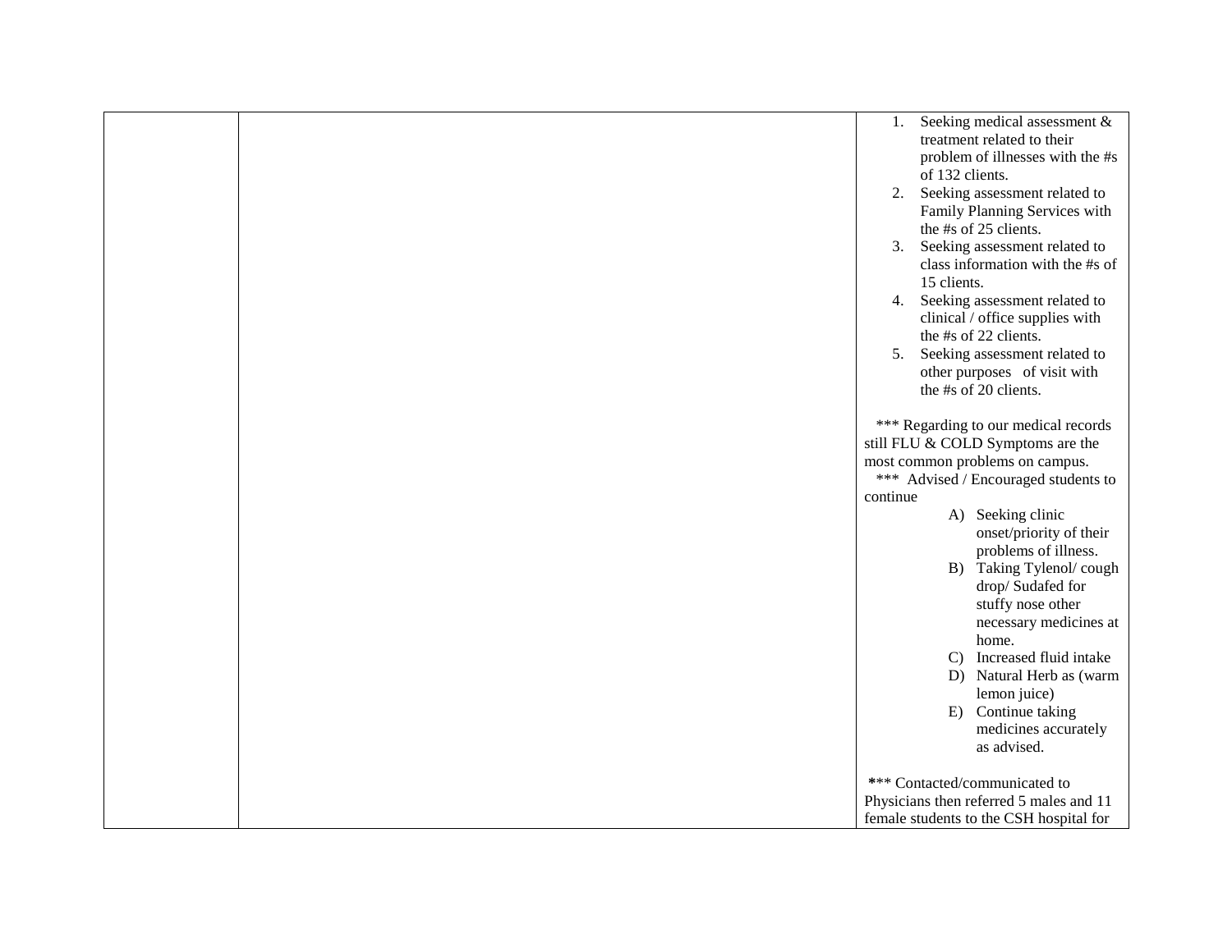| | | |
|---|---|---|
| | | 1. Seeking medical assessment & treatment related to their problem of illnesses with the #s of 132 clients.<br>2. Seeking assessment related to Family Planning Services with the #s of 25 clients.<br>3. Seeking assessment related to class information with the #s of 15 clients.<br>4. Seeking assessment related to clinical / office supplies with the #s of 22 clients.<br>5. Seeking assessment related to other purposes of visit with the #s of 20 clients.<br><br>*** Regarding to our medical records still FLU & COLD Symptoms are the most common problems on campus.<br>*** Advised / Encouraged students to continue<br>A) Seeking clinic onset/priority of their problems of illness.<br>B) Taking Tylenol/ cough drop/ Sudafed for stuffy nose other necessary medicines at home.<br>C) Increased fluid intake<br>D) Natural Herb as (warm lemon juice)<br>E) Continue taking medicines accurately as advised.<br><br>*** Contacted/communicated to Physicians then referred 5 males and 11 female students to the CSH hospital for |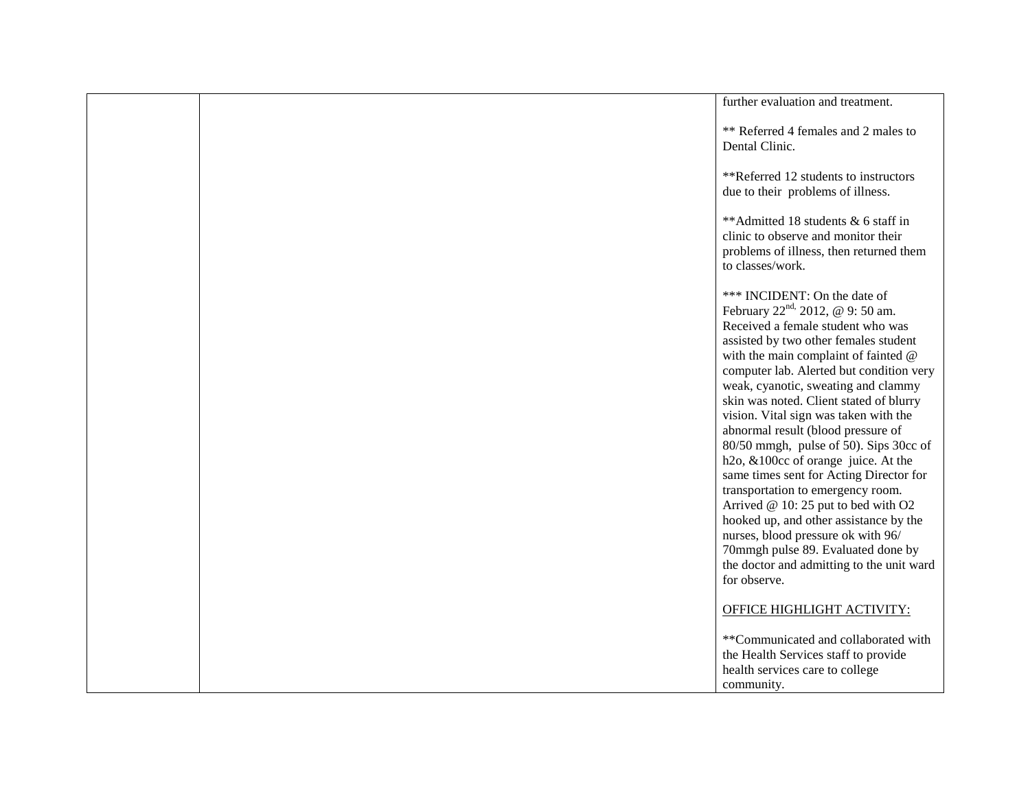| | | |
|---|---|---|
| | | further evaluation and treatment.<br><br>** Referred 4 females and 2 males to Dental Clinic.<br><br>**Referred 12 students to instructors due to their problems of illness.<br><br>**Admitted 18 students & 6 staff in clinic to observe and monitor their problems of illness, then returned them to classes/work.<br><br>*** INCIDENT: On the date of February 22nd, 2012, @ 9: 50 am. Received a female student who was assisted by two other females student with the main complaint of fainted @ computer lab. Alerted but condition very weak, cyanotic, sweating and clammy skin was noted. Client stated of blurry vision. Vital sign was taken with the abnormal result (blood pressure of 80/50 mmgh, pulse of 50). Sips 30cc of h2o, &100cc of orange juice. At the same times sent for Acting Director for transportation to emergency room. Arrived @ 10: 25 put to bed with O2 hooked up, and other assistance by the nurses, blood pressure ok with 96/ 70mmgh pulse 89. Evaluated done by the doctor and admitting to the unit ward for observe.<br><br><u>OFFICE HIGHLIGHT ACTIVITY:</u><br><br>**Communicated and collaborated with the Health Services staff to provide health services care to college community. |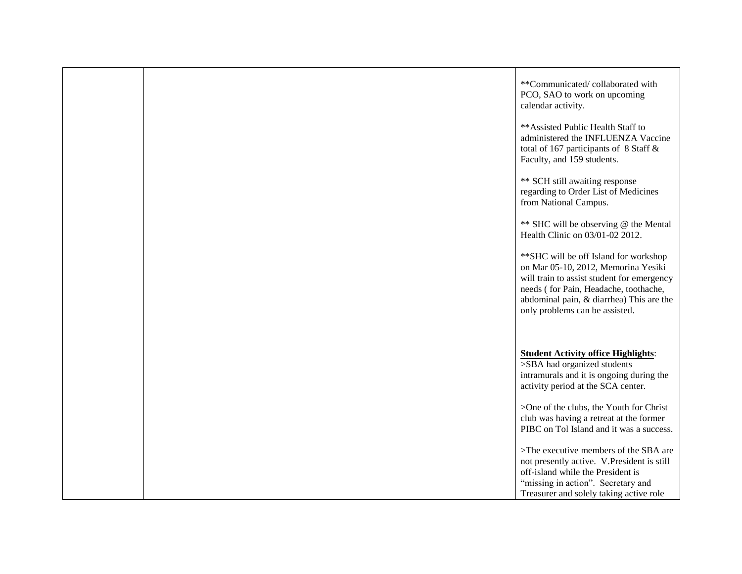| | | |
|---|---|---|
| | | **Communicated/ collaborated with PCO, SAO to work on upcoming calendar activity.<br><br>**Assisted Public Health Staff to administered the INFLUENZA Vaccine total of 167 participants of 8 Staff & Faculty, and 159 students.<br><br>** SCH still awaiting response regarding to Order List of Medicines from National Campus.<br><br>** SHC will be observing @ the Mental Health Clinic on 03/01-02 2012.<br><br>**SHC will be off Island for workshop on Mar 05-10, 2012, Memorina Yesiki will train to assist student for emergency needs ( for Pain, Headache, toothache, abdominal pain, & diarrhea) This are the only problems can be assisted.<br><br>**<u>Student Activity office Highlights</u>**:<br>>SBA had organized students intramurals and it is ongoing during the activity period at the SCA center.<br><br>>One of the clubs, the Youth for Christ club was having a retreat at the former PIBC on Tol Island and it was a success.<br><br>>The executive members of the SBA are not presently active. V.President is still off-island while the President is "missing in action". Secretary and Treasurer and solely taking active role |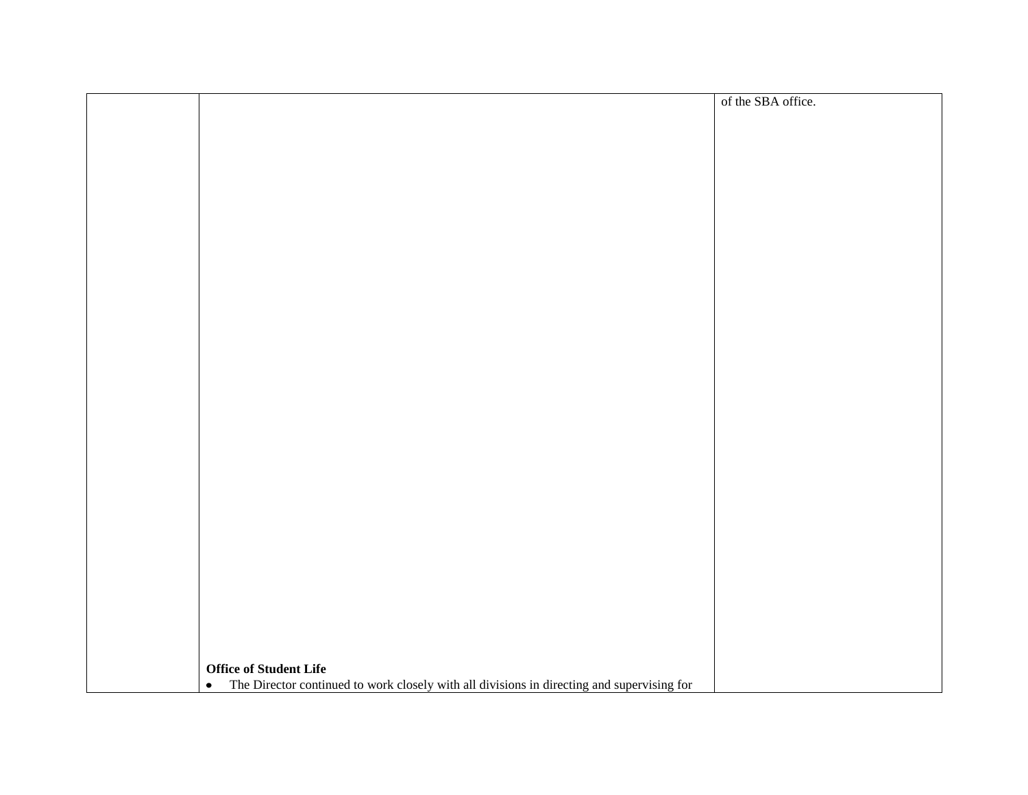|  |  |  |
|---|---|---|
|  | **Office of Student Life**<br>• The Director continued to work closely with all divisions in directing and supervising for | of the SBA office. |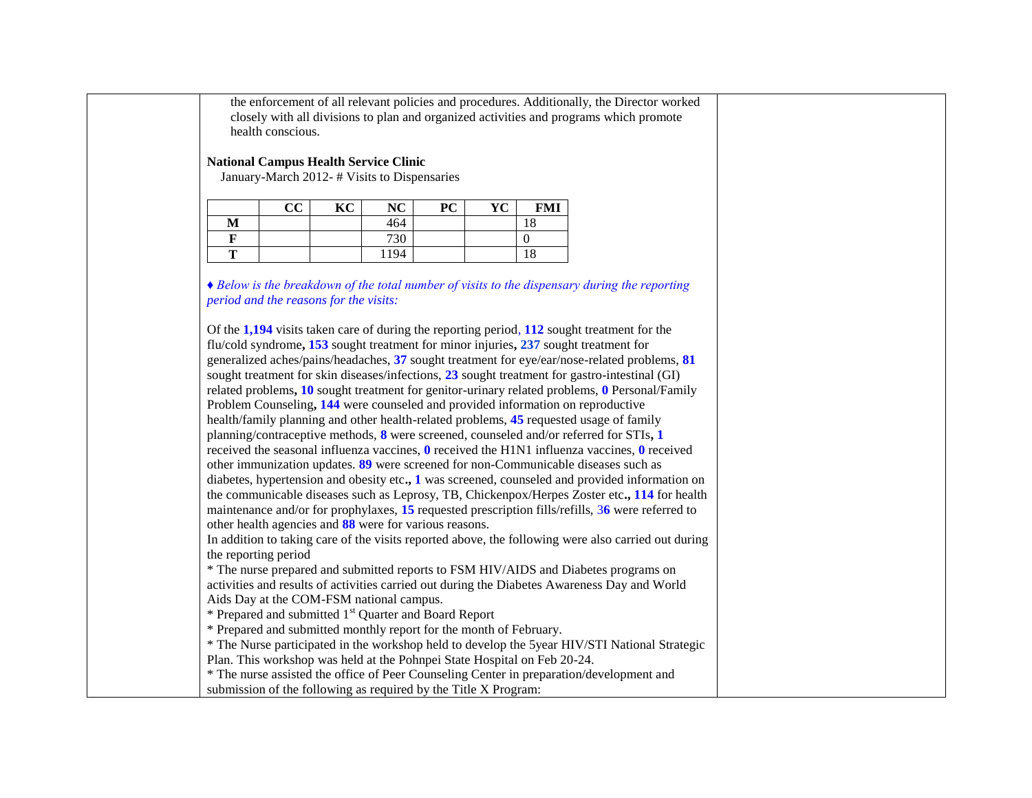the enforcement of all relevant policies and procedures. Additionally, the Director worked closely with all divisions to plan and organized activities and programs which promote health conscious.

**National Campus Health Service Clinic**

January-March 2012- # Visits to Dispensaries

| | CC | KC | NC | PC | YC | FMI |
|---|---|---|---|---|---|---|
| **M** | | | 464 | | | 18 |
| **F** | | | 730 | | | 0 |
| **T** | | | 1194 | | | 18 |

♦ *Below is the breakdown of the total number of visits to the dispensary during the reporting period and the reasons for the visits:*

Of the **1,194** visits taken care of during the reporting period, **112** sought treatment for the flu/cold syndrome**, 153** sought treatment for minor injuries**, 237** sought treatment for generalized aches/pains/headaches, **37** sought treatment for eye/ear/nose-related problems, **81** sought treatment for skin diseases/infections, **23** sought treatment for gastro-intestinal (GI) related problems**, 10** sought treatment for genitor-urinary related problems, **0** Personal/Family Problem Counseling**, 144** were counseled and provided information on reproductive health/family planning and other health-related problems, **45** requested usage of family planning/contraceptive methods, **8** were screened, counseled and/or referred for STIs**, 1** received the seasonal influenza vaccines, **0** received the H1N1 influenza vaccines, **0** received other immunization updates. **89** were screened for non-Communicable diseases such as diabetes, hypertension and obesity etc**., 1** was screened, counseled and provided information on the communicable diseases such as Leprosy, TB, Chickenpox/Herpes Zoster etc**., 114** for health maintenance and/or for prophylaxes, **15** requested prescription fills/refills, 3**6** were referred to other health agencies and **88** were for various reasons.

In addition to taking care of the visits reported above, the following were also carried out during the reporting period

* The nurse prepared and submitted reports to FSM HIV/AIDS and Diabetes programs on activities and results of activities carried out during the Diabetes Awareness Day and World Aids Day at the COM-FSM national campus.
* Prepared and submitted 1st Quarter and Board Report
* Prepared and submitted monthly report for the month of February.
* The Nurse participated in the workshop held to develop the 5year HIV/STI National Strategic Plan. This workshop was held at the Pohnpei State Hospital on Feb 20-24.
* The nurse assisted the office of Peer Counseling Center in preparation/development and submission of the following as required by the Title X Program: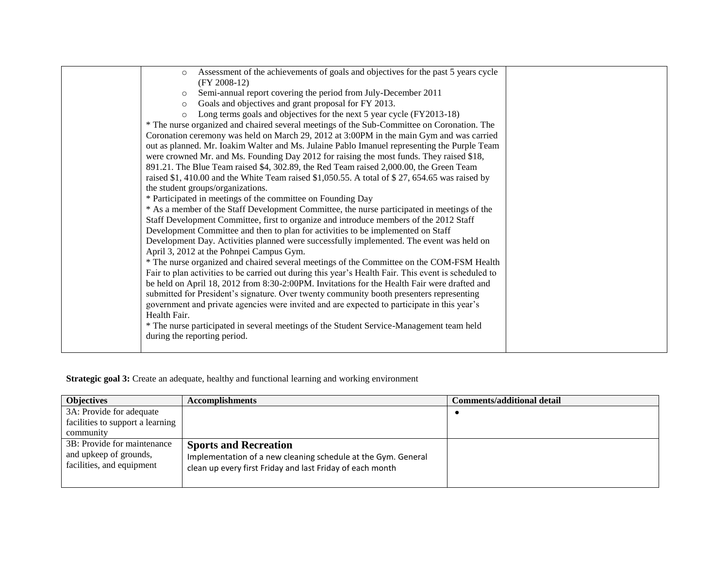| | | |
|---|---|---|
| | <ul><li>Assessment of the achievements of goals and objectives for the past 5 years cycle (FY 2008-12)</li><li>Semi-annual report covering the period from July-December 2011</li><li>Goals and objectives and grant proposal for FY 2013.</li><li>Long terms goals and objectives for the next 5 year cycle (FY2013-18)</li></ul>* The nurse organized and chaired several meetings of the Sub-Committee on Coronation. The Coronation ceremony was held on March 29, 2012 at 3:00PM in the main Gym and was carried out as planned. Mr. Ioakim Walter and Ms. Julaine Pablo Imanuel representing the Purple Team were crowned Mr. and Ms. Founding Day 2012 for raising the most funds. They raised $18, 891.21. The Blue Team raised $4, 302.89, the Red Team raised 2,000.00, the Green Team raised $1, 410.00 and the White Team raised $1,050.55. A total of $ 27, 654.65 was raised by the student groups/organizations.<br>* Participated in meetings of the committee on Founding Day<br>* As a member of the Staff Development Committee, the nurse participated in meetings of the Staff Development Committee, first to organize and introduce members of the 2012 Staff Development Committee and then to plan for activities to be implemented on Staff Development Day. Activities planned were successfully implemented. The event was held on April 3, 2012 at the Pohnpei Campus Gym.<br>* The nurse organized and chaired several meetings of the Committee on the COM-FSM Health Fair to plan activities to be carried out during this year's Health Fair. This event is scheduled to be held on April 18, 2012 from 8:30-2:00PM. Invitations for the Health Fair were drafted and submitted for President's signature. Over twenty community booth presenters representing government and private agencies were invited and are expected to participate in this year's Health Fair.<br>* The nurse participated in several meetings of the Student Service-Management team held during the reporting period. | |

**Strategic goal 3:** Create an adequate, healthy and functional learning and working environment

| Objectives | Accomplishments | Comments/additional detail |
|---|---|---|
| 3A: Provide for adequate facilities to support a learning community | | • |
| 3B: Provide for maintenance and upkeep of grounds, facilities, and equipment | **Sports and Recreation**<br>Implementation of a new cleaning schedule at the Gym. General clean up every first Friday and last Friday of each month | |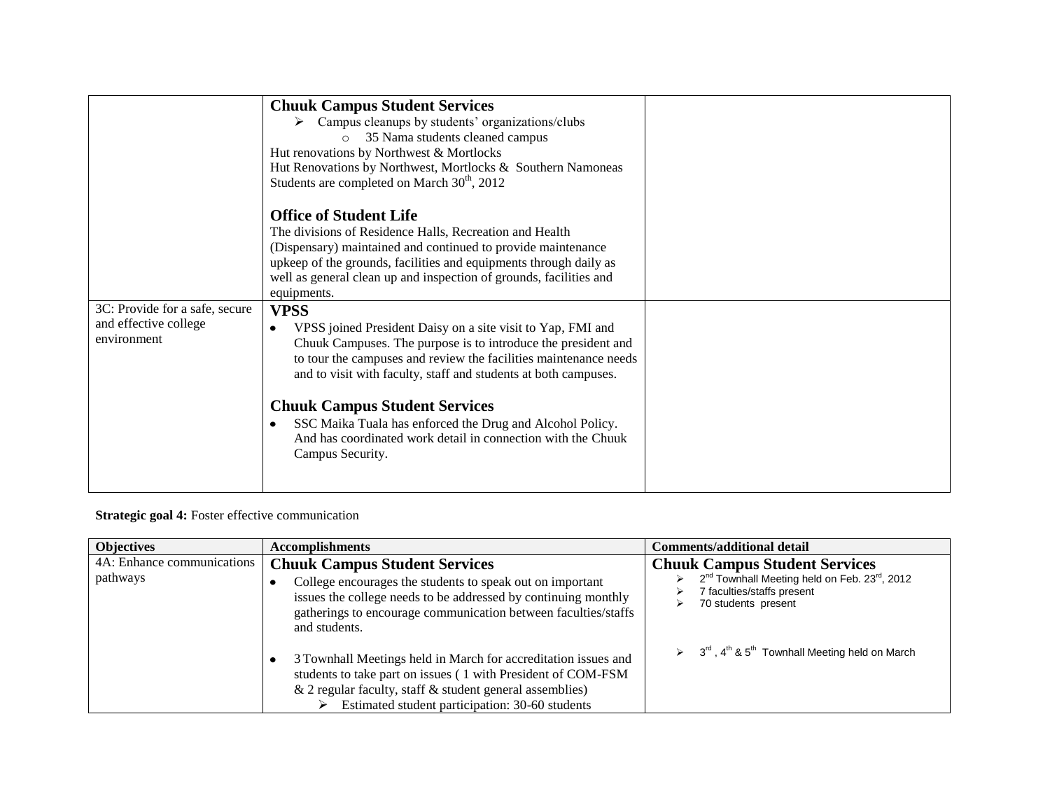| | | |
|---|---|---|
| | **Chuuk Campus Student Services**<br>➢ Campus cleanups by students' organizations/clubs<br>o 35 Nama students cleaned campus<br>Hut renovations by Northwest & Mortlocks<br>Hut Renovations by Northwest, Mortlocks & Southern Namoneas Students are completed on March 30th, 2012<br><br>**Office of Student Life**<br>The divisions of Residence Halls, Recreation and Health (Dispensary) maintained and continued to provide maintenance upkeep of the grounds, facilities and equipments through daily as well as general clean up and inspection of grounds, facilities and equipments. | |
| 3C: Provide for a safe, secure and effective college environment | **VPSS**<br>• VPSS joined President Daisy on a site visit to Yap, FMI and Chuuk Campuses. The purpose is to introduce the president and to tour the campuses and review the facilities maintenance needs and to visit with faculty, staff and students at both campuses.<br><br>**Chuuk Campus Student Services**<br>• SSC Maika Tuala has enforced the Drug and Alcohol Policy. And has coordinated work detail in connection with the Chuuk Campus Security. | |

**Strategic goal 4:** Foster effective communication

| Objectives | Accomplishments | Comments/additional detail |
|---|---|---|
| 4A: Enhance communications pathways | **Chuuk Campus Student Services**<br>• College encourages the students to speak out on important issues the college needs to be addressed by continuing monthly gatherings to encourage communication between faculties/staffs and students.<br><br>• 3 Townhall Meetings held in March for accreditation issues and students to take part on issues ( 1 with President of COM-FSM & 2 regular faculty, staff & student general assemblies)<br>➢ Estimated student participation: 30-60 students | **Chuuk Campus Student Services**<br>➢ 2nd Townhall Meeting held on Feb. 23rd, 2012<br>➢ 7 faculties/staffs present<br>➢ 70 students present<br><br>➢ 3rd , 4th & 5th Townhall Meeting held on March |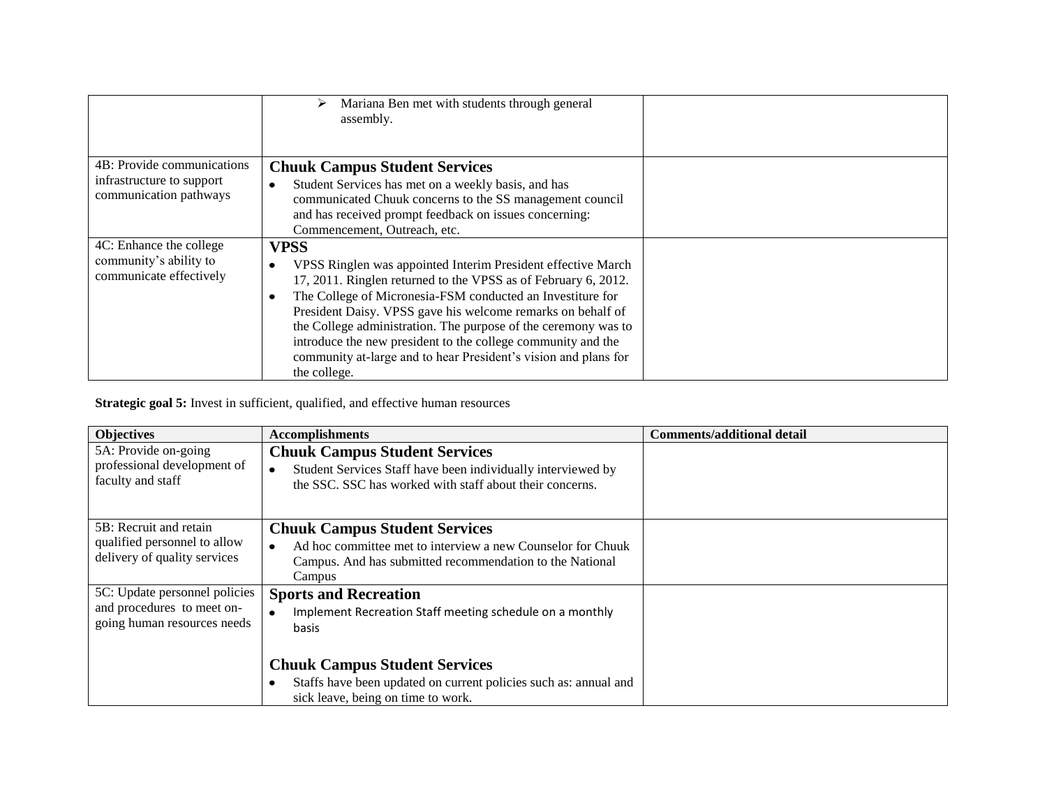| | | |
|---|---|---|
| | ➢ Mariana Ben met with students through general assembly. | |
| 4B: Provide communications infrastructure to support communication pathways | **Chuuk Campus Student Services**<br>• Student Services has met on a weekly basis, and has communicated Chuuk concerns to the SS management council and has received prompt feedback on issues concerning: Commencement, Outreach, etc. | |
| 4C: Enhance the college community's ability to communicate effectively | **VPSS**<br>• VPSS Ringlen was appointed Interim President effective March 17, 2011. Ringlen returned to the VPSS as of February 6, 2012.<br>• The College of Micronesia-FSM conducted an Investiture for President Daisy. VPSS gave his welcome remarks on behalf of the College administration. The purpose of the ceremony was to introduce the new president to the college community and the community at-large and to hear President's vision and plans for the college. | |

**Strategic goal 5:** Invest in sufficient, qualified, and effective human resources

| Objectives | Accomplishments | Comments/additional detail |
|---|---|---|
| 5A: Provide on-going professional development of faculty and staff | **Chuuk Campus Student Services**<br>• Student Services Staff have been individually interviewed by the SSC. SSC has worked with staff about their concerns. | |
| 5B: Recruit and retain qualified personnel to allow delivery of quality services | **Chuuk Campus Student Services**<br>• Ad hoc committee met to interview a new Counselor for Chuuk Campus. And has submitted recommendation to the National Campus | |
| 5C: Update personnel policies and procedures to meet on-going human resources needs | **Sports and Recreation**<br>• Implement Recreation Staff meeting schedule on a monthly basis<br><br>**Chuuk Campus Student Services**<br>• Staffs have been updated on current policies such as: annual and sick leave, being on time to work. | |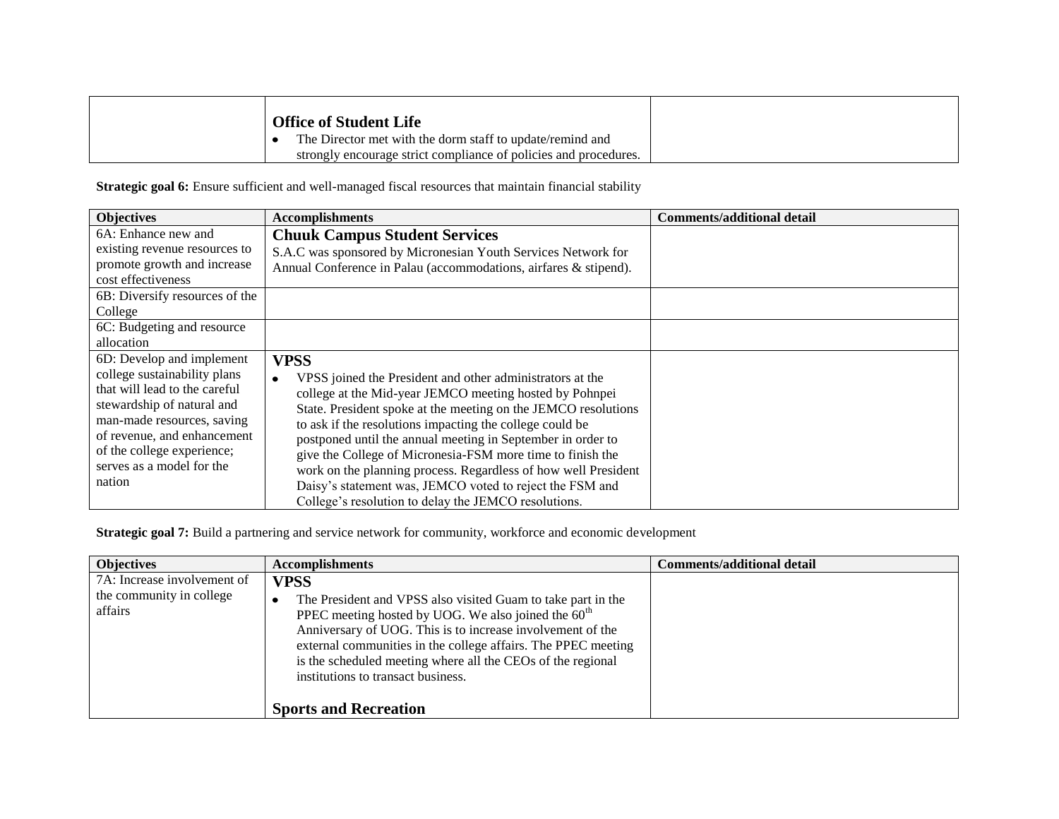| | | |
|---|---|---|
| | **Office of Student Life**<br>• The Director met with the dorm staff to update/remind and strongly encourage strict compliance of policies and procedures. | |

**Strategic goal 6:** Ensure sufficient and well-managed fiscal resources that maintain financial stability

| Objectives | Accomplishments | Comments/additional detail |
|---|---|---|
| 6A: Enhance new and existing revenue resources to promote growth and increase cost effectiveness | **Chuuk Campus Student Services**<br>S.A.C was sponsored by Micronesian Youth Services Network for Annual Conference in Palau (accommodations, airfares & stipend). | |
| 6B: Diversify resources of the College | | |
| 6C: Budgeting and resource allocation | | |
| 6D: Develop and implement college sustainability plans that will lead to the careful stewardship of natural and man-made resources, saving of revenue, and enhancement of the college experience; serves as a model for the nation | **VPSS**<br>• VPSS joined the President and other administrators at the college at the Mid-year JEMCO meeting hosted by Pohnpei State. President spoke at the meeting on the JEMCO resolutions to ask if the resolutions impacting the college could be postponed until the annual meeting in September in order to give the College of Micronesia-FSM more time to finish the work on the planning process. Regardless of how well President Daisy's statement was, JEMCO voted to reject the FSM and College's resolution to delay the JEMCO resolutions. | |

**Strategic goal 7:** Build a partnering and service network for community, workforce and economic development

| Objectives | Accomplishments | Comments/additional detail |
|---|---|---|
| 7A: Increase involvement of the community in college affairs | **VPSS**<br>• The President and VPSS also visited Guam to take part in the PPEC meeting hosted by UOG. We also joined the 60th Anniversary of UOG. This is to increase involvement of the external communities in the college affairs. The PPEC meeting is the scheduled meeting where all the CEOs of the regional institutions to transact business.<br><br>**Sports and Recreation** | |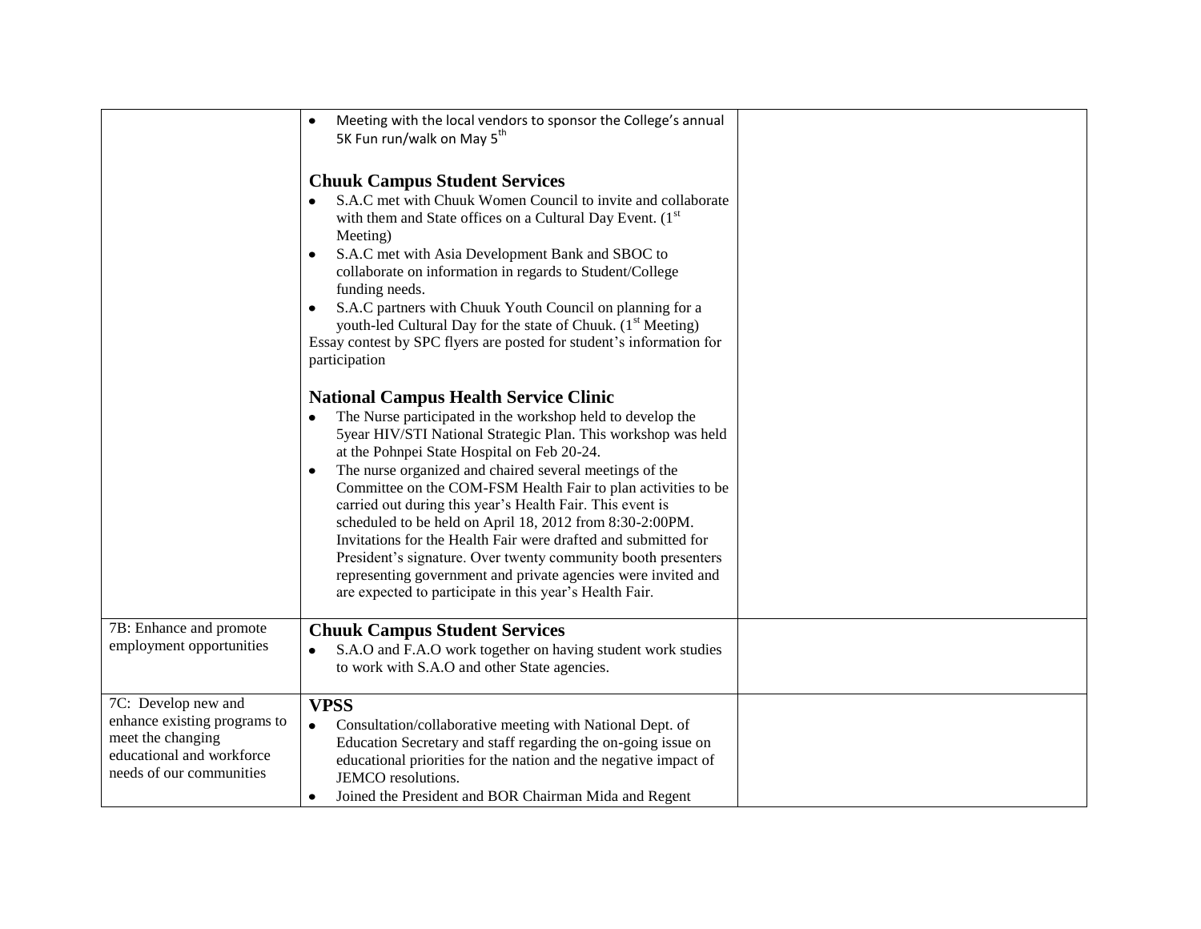| | | |
|---|---|---|
| | • Meeting with the local vendors to sponsor the College's annual 5K Fun run/walk on May 5th<br><br>**Chuuk Campus Student Services**<br>• S.A.C met with Chuuk Women Council to invite and collaborate with them and State offices on a Cultural Day Event. (1st Meeting)<br>• S.A.C met with Asia Development Bank and SBOC to collaborate on information in regards to Student/College funding needs.<br>• S.A.C partners with Chuuk Youth Council on planning for a youth-led Cultural Day for the state of Chuuk. (1st Meeting)<br>Essay contest by SPC flyers are posted for student's information for participation<br><br>**National Campus Health Service Clinic**<br>• The Nurse participated in the workshop held to develop the 5year HIV/STI National Strategic Plan. This workshop was held at the Pohnpei State Hospital on Feb 20-24.<br>• The nurse organized and chaired several meetings of the Committee on the COM-FSM Health Fair to plan activities to be carried out during this year's Health Fair. This event is scheduled to be held on April 18, 2012 from 8:30-2:00PM. Invitations for the Health Fair were drafted and submitted for President's signature. Over twenty community booth presenters representing government and private agencies were invited and are expected to participate in this year's Health Fair. | |
| 7B: Enhance and promote employment opportunities | **Chuuk Campus Student Services**<br>• S.A.O and F.A.O work together on having student work studies to work with S.A.O and other State agencies. | |
| 7C: Develop new and enhance existing programs to meet the changing educational and workforce needs of our communities | **VPSS**<br>• Consultation/collaborative meeting with National Dept. of Education Secretary and staff regarding the on-going issue on educational priorities for the nation and the negative impact of JEMCO resolutions.<br>• Joined the President and BOR Chairman Mida and Regent | |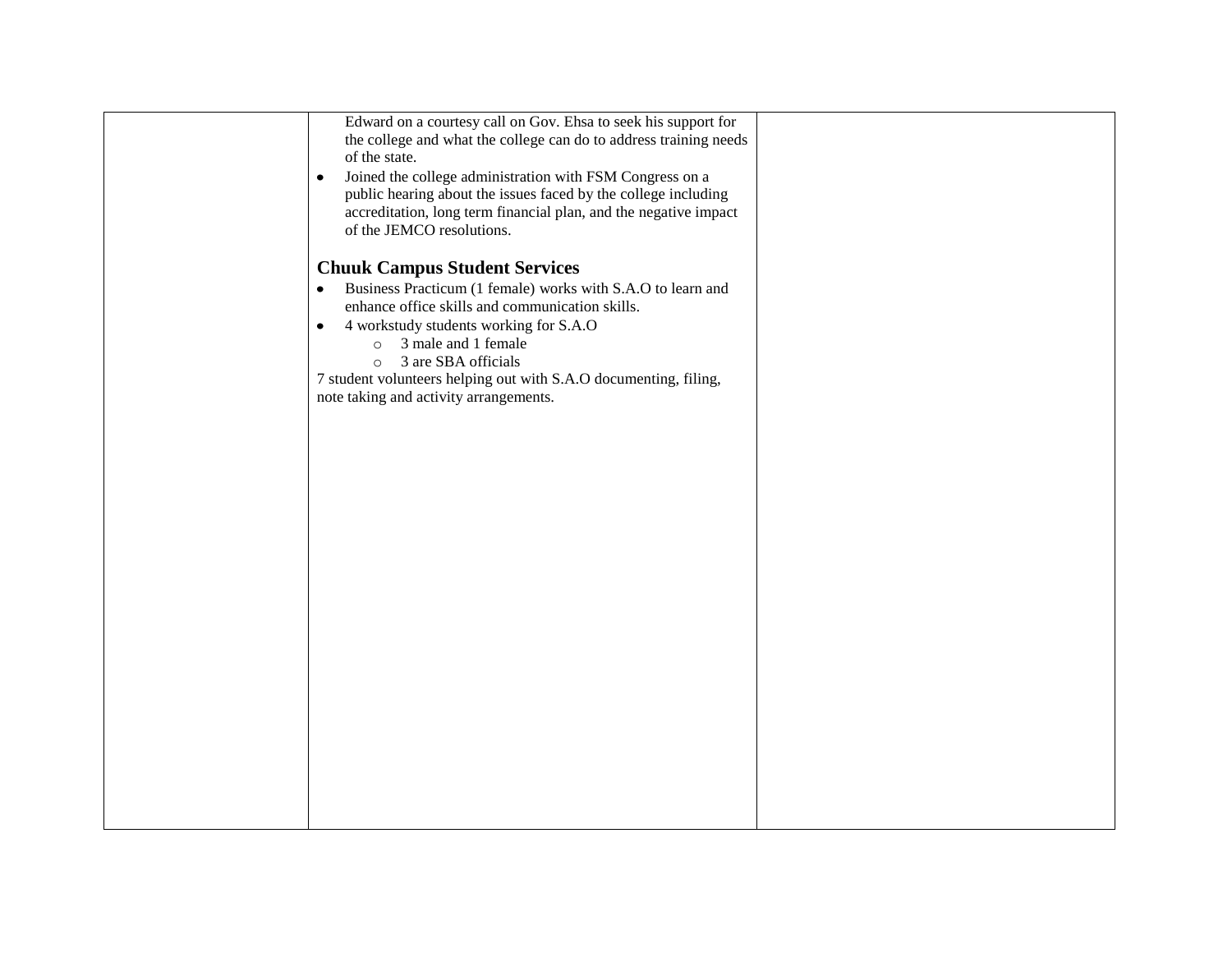| | | |
|---|---|---|
| | Edward on a courtesy call on Gov. Ehsa to seek his support for the college and what the college can do to address training needs of the state.<br>• Joined the college administration with FSM Congress on a public hearing about the issues faced by the college including accreditation, long term financial plan, and the negative impact of the JEMCO resolutions.<br><br>**Chuuk Campus Student Services**<br>• Business Practicum (1 female) works with S.A.O to learn and enhance office skills and communication skills.<br>• 4 workstudy students working for S.A.O<br>&nbsp;&nbsp;&nbsp;&nbsp;○ 3 male and 1 female<br>&nbsp;&nbsp;&nbsp;&nbsp;○ 3 are SBA officials<br>7 student volunteers helping out with S.A.O documenting, filing, note taking and activity arrangements. | |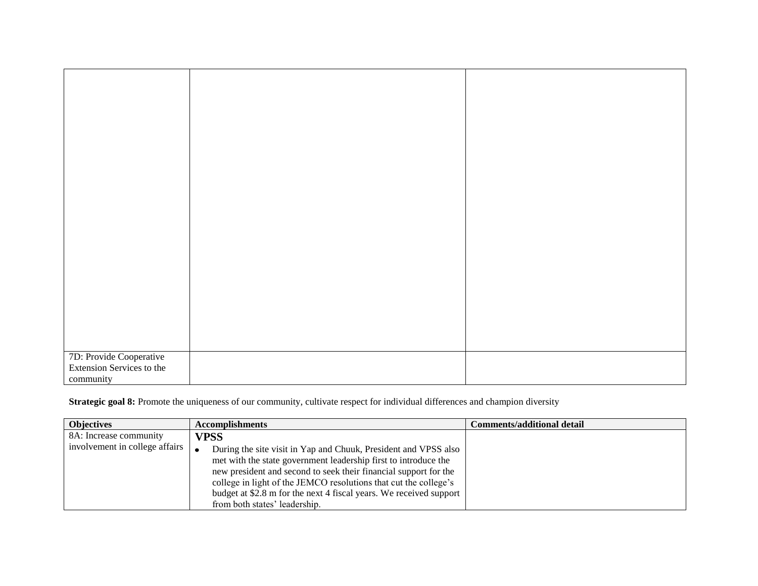| | | |
|---|---|---|
| | | |
| 7D: Provide Cooperative Extension Services to the community | | |

**Strategic goal 8:** Promote the uniqueness of our community, cultivate respect for individual differences and champion diversity

| Objectives | Accomplishments | Comments/additional detail |
|---|---|---|
| 8A: Increase community involvement in college affairs | **VPSS**<br>• During the site visit in Yap and Chuuk, President and VPSS also met with the state government leadership first to introduce the new president and second to seek their financial support for the college in light of the JEMCO resolutions that cut the college's budget at $2.8 m for the next 4 fiscal years. We received support from both states' leadership. | |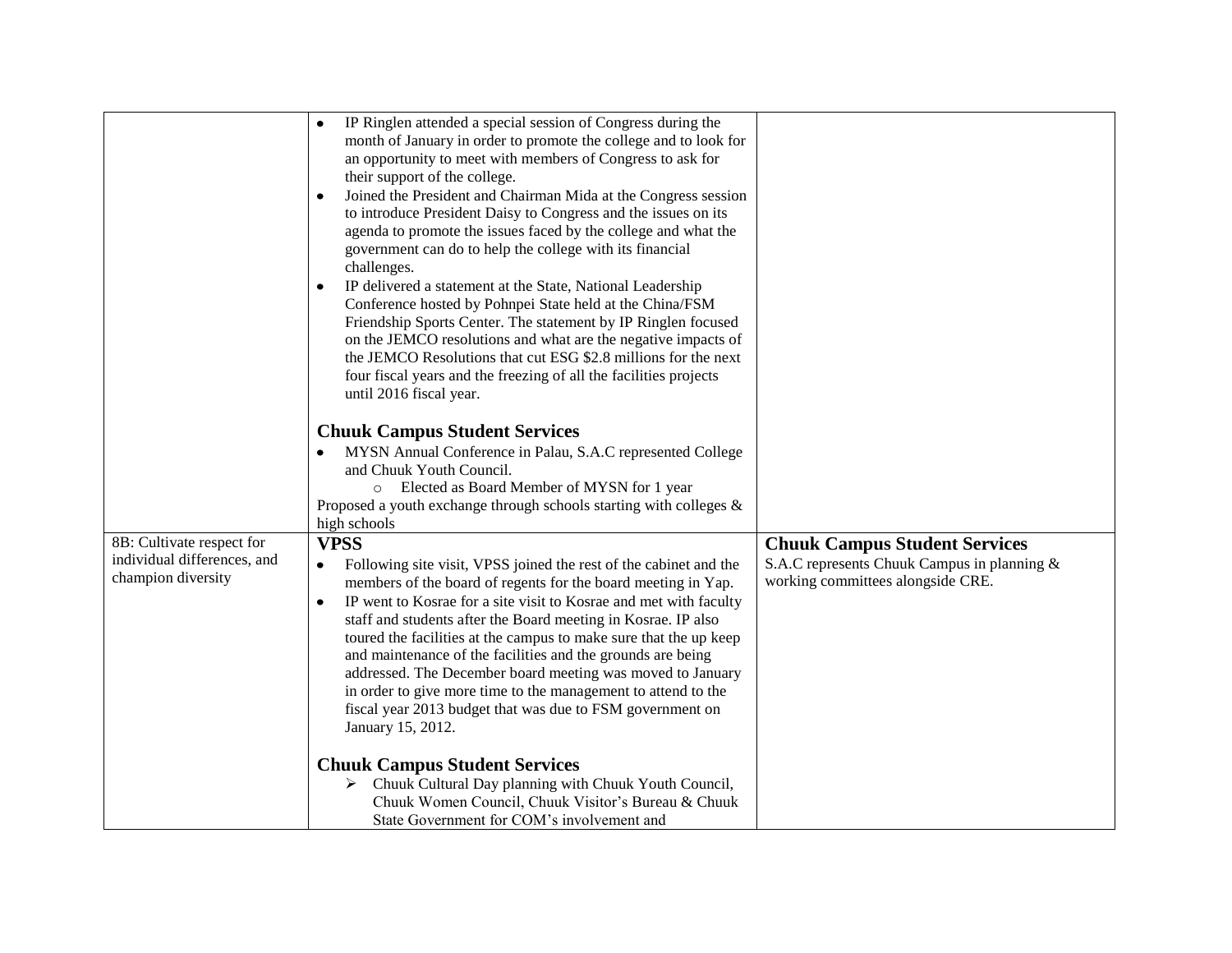| | | |
|---|---|---|
| | • IP Ringlen attended a special session of Congress during the month of January in order to promote the college and to look for an opportunity to meet with members of Congress to ask for their support of the college.<br>• Joined the President and Chairman Mida at the Congress session to introduce President Daisy to Congress and the issues on its agenda to promote the issues faced by the college and what the government can do to help the college with its financial challenges.<br>• IP delivered a statement at the State, National Leadership Conference hosted by Pohnpei State held at the China/FSM Friendship Sports Center. The statement by IP Ringlen focused on the JEMCO resolutions and what are the negative impacts of the JEMCO Resolutions that cut ESG $2.8 millions for the next four fiscal years and the freezing of all the facilities projects until 2016 fiscal year.<br><br>**Chuuk Campus Student Services**<br>• MYSN Annual Conference in Palau, S.A.C represented College and Chuuk Youth Council.<br>  ○ Elected as Board Member of MYSN for 1 year<br>Proposed a youth exchange through schools starting with colleges & high schools | |
| 8B: Cultivate respect for individual differences, and champion diversity | **VPSS**<br>• Following site visit, VPSS joined the rest of the cabinet and the members of the board of regents for the board meeting in Yap.<br>• IP went to Kosrae for a site visit to Kosrae and met with faculty staff and students after the Board meeting in Kosrae. IP also toured the facilities at the campus to make sure that the up keep and maintenance of the facilities and the grounds are being addressed. The December board meeting was moved to January in order to give more time to the management to attend to the fiscal year 2013 budget that was due to FSM government on January 15, 2012.<br><br>**Chuuk Campus Student Services**<br>➢ Chuuk Cultural Day planning with Chuuk Youth Council, Chuuk Women Council, Chuuk Visitor's Bureau & Chuuk State Government for COM's involvement and | **Chuuk Campus Student Services**<br>S.A.C represents Chuuk Campus in planning & working committees alongside CRE. |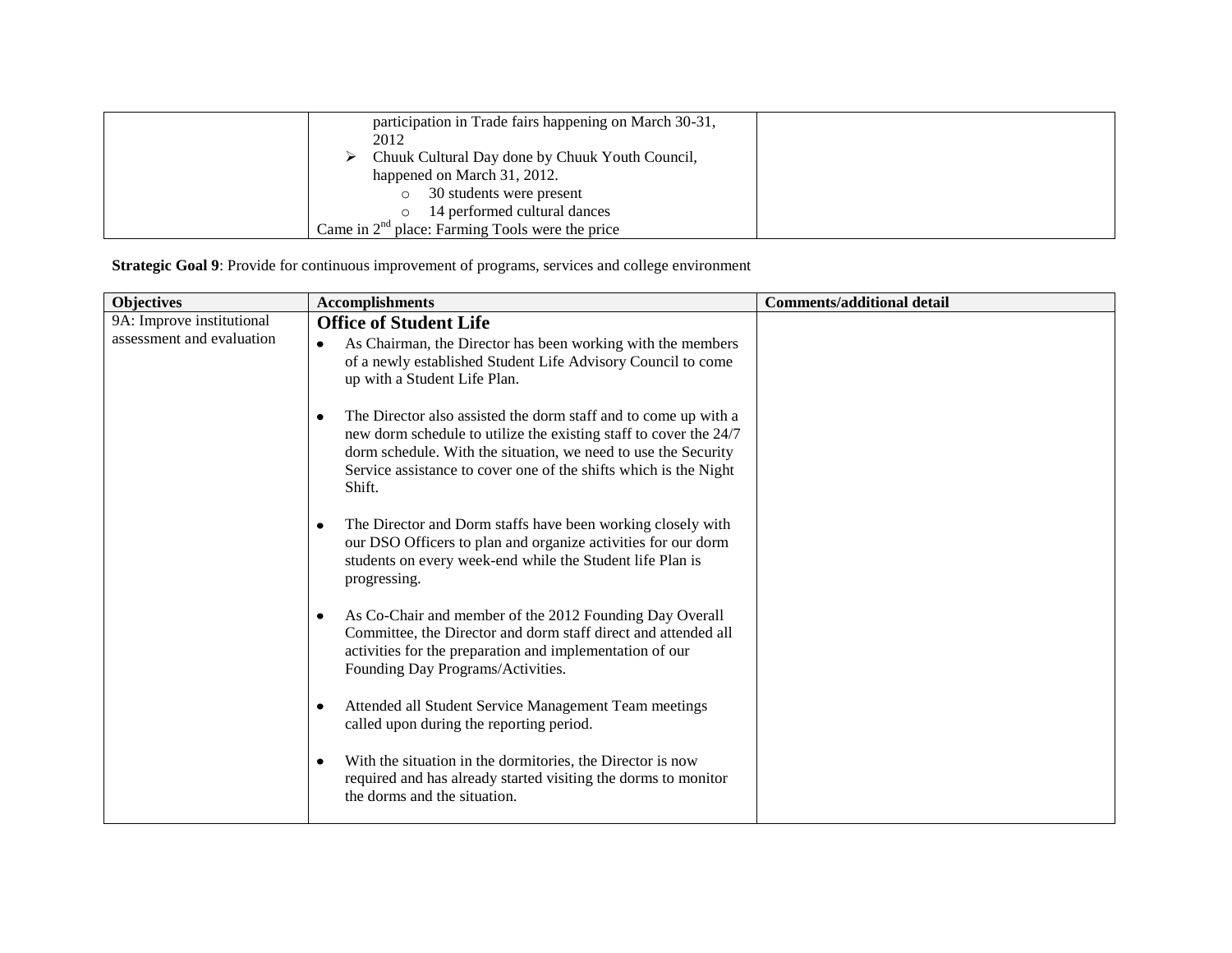| | | |
|---|---|---|
| | participation in Trade fairs happening on March 30-31, 2012<br>➢ Chuuk Cultural Day done by Chuuk Youth Council, happened on March 31, 2012.<br>o 30 students were present<br>o 14 performed cultural dances<br>Came in 2nd place: Farming Tools were the price | |

**Strategic Goal 9**: Provide for continuous improvement of programs, services and college environment

| Objectives | Accomplishments | Comments/additional detail |
|---|---|---|
| 9A: Improve institutional assessment and evaluation | **Office of Student Life**<br>• As Chairman, the Director has been working with the members of a newly established Student Life Advisory Council to come up with a Student Life Plan.<br>• The Director also assisted the dorm staff and to come up with a new dorm schedule to utilize the existing staff to cover the 24/7 dorm schedule. With the situation, we need to use the Security Service assistance to cover one of the shifts which is the Night Shift.<br>• The Director and Dorm staffs have been working closely with our DSO Officers to plan and organize activities for our dorm students on every week-end while the Student life Plan is progressing.<br>• As Co-Chair and member of the 2012 Founding Day Overall Committee, the Director and dorm staff direct and attended all activities for the preparation and implementation of our Founding Day Programs/Activities.<br>• Attended all Student Service Management Team meetings called upon during the reporting period.<br>• With the situation in the dormitories, the Director is now required and has already started visiting the dorms to monitor the dorms and the situation. | |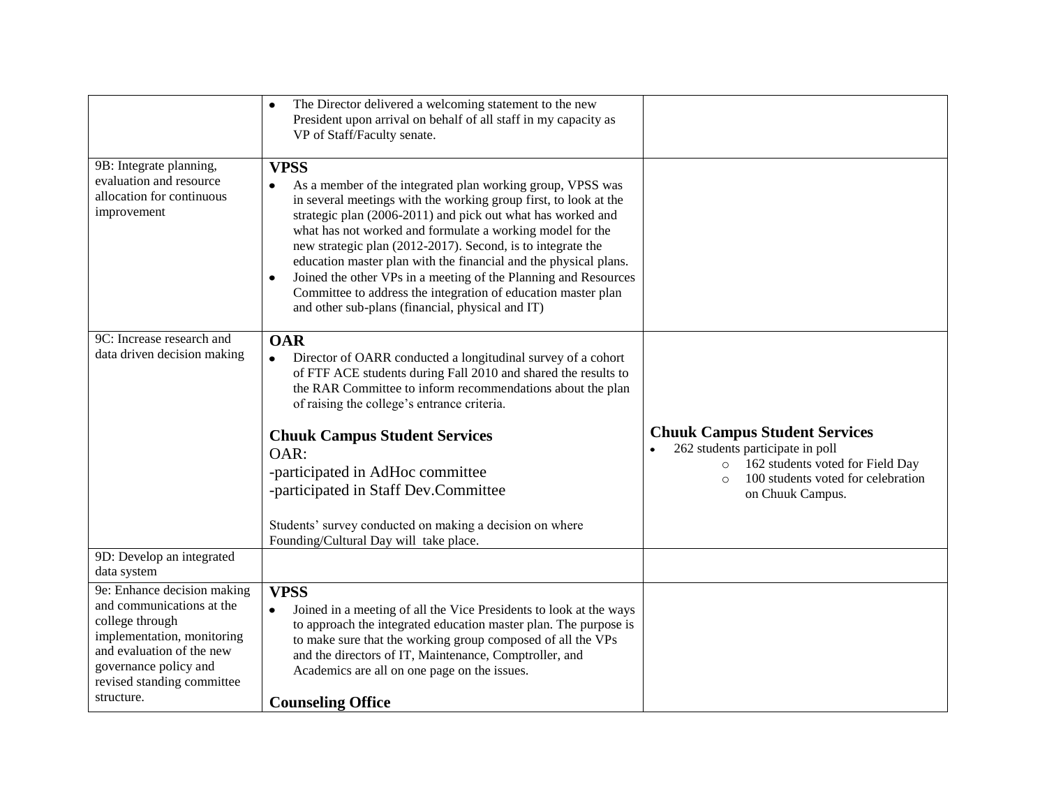| | | |
|---|---|---|
| | • The Director delivered a welcoming statement to the new President upon arrival on behalf of all staff in my capacity as VP of Staff/Faculty senate. | |
| 9B: Integrate planning, evaluation and resource allocation for continuous improvement | **VPSS**<br>• As a member of the integrated plan working group, VPSS was in several meetings with the working group first, to look at the strategic plan (2006-2011) and pick out what has worked and what has not worked and formulate a working model for the new strategic plan (2012-2017). Second, is to integrate the education master plan with the financial and the physical plans.<br>• Joined the other VPs in a meeting of the Planning and Resources Committee to address the integration of education master plan and other sub-plans (financial, physical and IT) | |
| 9C: Increase research and data driven decision making | **OAR**<br>• Director of OARR conducted a longitudinal survey of a cohort of FTF ACE students during Fall 2010 and shared the results to the RAR Committee to inform recommendations about the plan of raising the college's entrance criteria.<br><br>**Chuuk Campus Student Services**<br>OAR:<br>-participated in AdHoc committee<br>-participated in Staff Dev.Committee<br><br>Students' survey conducted on making a decision on where Founding/Cultural Day will take place. | **Chuuk Campus Student Services**<br>• 262 students participate in poll<br>  ○ 162 students voted for Field Day<br>  ○ 100 students voted for celebration on Chuuk Campus. |
| 9D: Develop an integrated data system | | |
| 9e: Enhance decision making and communications at the college through implementation, monitoring and evaluation of the new governance policy and revised standing committee structure. | **VPSS**<br>• Joined in a meeting of all the Vice Presidents to look at the ways to approach the integrated education master plan. The purpose is to make sure that the working group composed of all the VPs and the directors of IT, Maintenance, Comptroller, and Academics are all on one page on the issues.<br><br>**Counseling Office** | |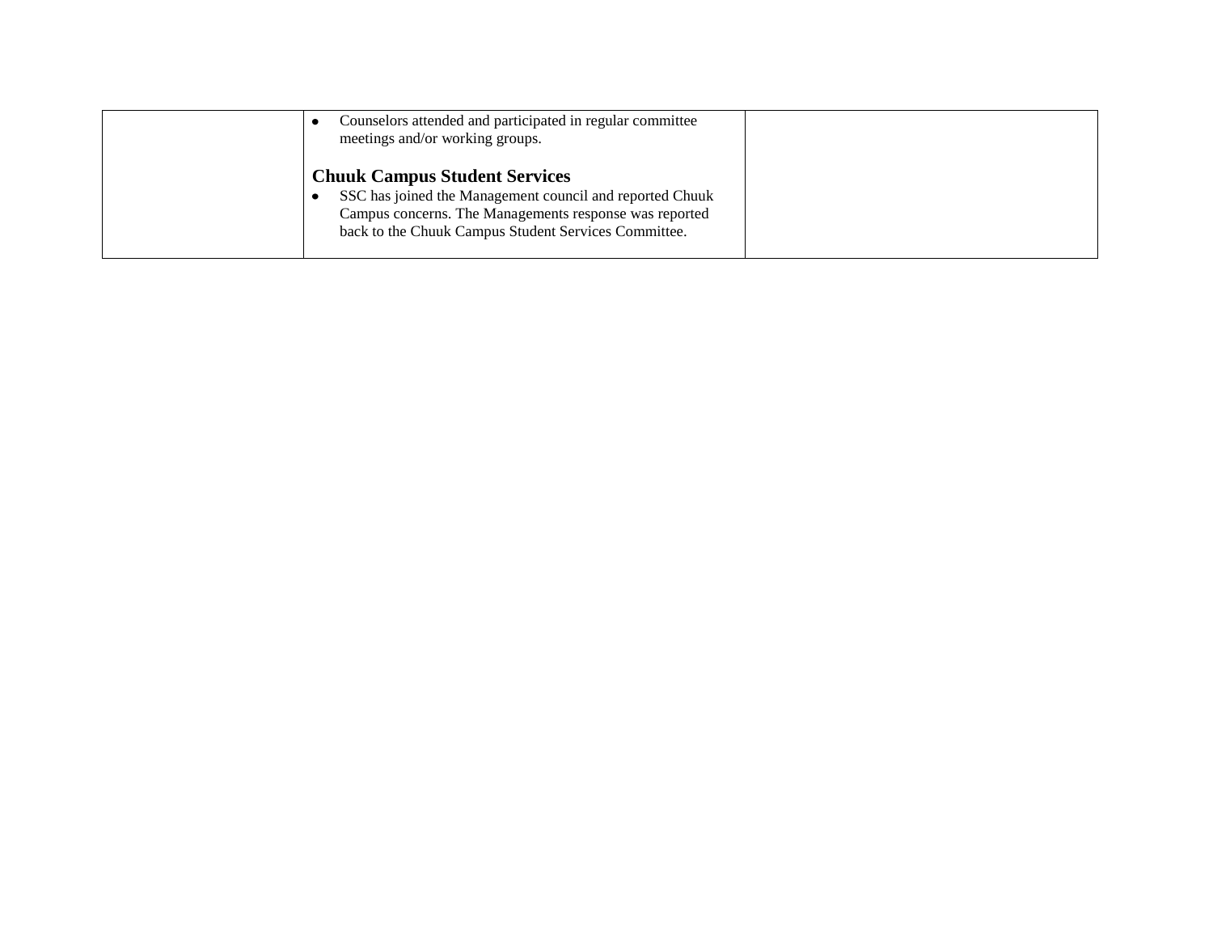| | | |
| --- | --- | --- |
| | • Counselors attended and participated in regular committee meetings and/or working groups.<br><br>**Chuuk Campus Student Services**<br>• SSC has joined the Management council and reported Chuuk Campus concerns. The Managements response was reported back to the Chuuk Campus Student Services Committee. | |